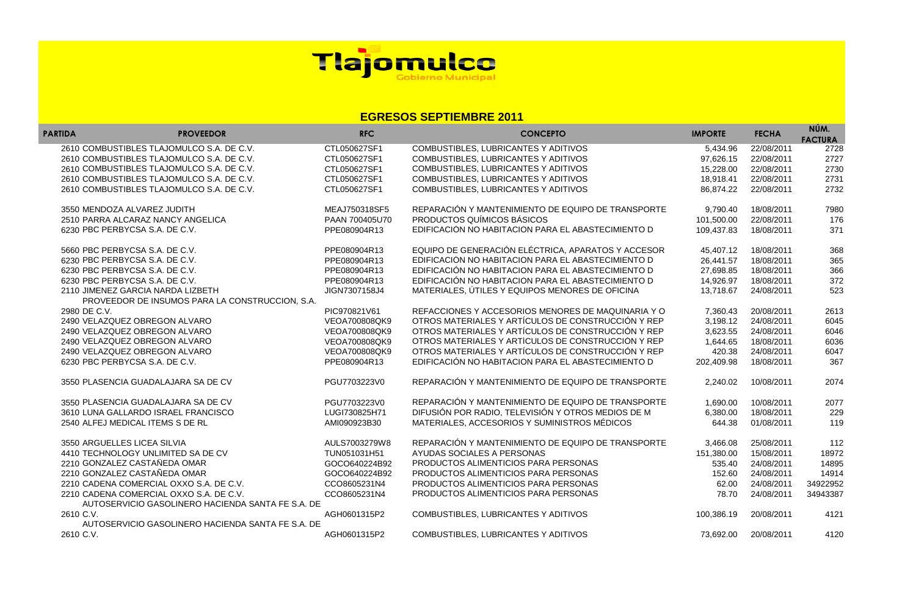# Tlajomulco
Gobierno Municipal

## EGRESOS SEPTIEMBRE 2011

| PARTIDA | PROVEEDOR | RFC | CONCEPTO | IMPORTE | FECHA | NÚM. FACTURA |
|---|---|---|---|---|---|---|
| 2610 | COMBUSTIBLES TLAJOMULCO S.A. DE C.V. | CTL050627SF1 | COMBUSTIBLES, LUBRICANTES Y ADITIVOS | 5,434.96 | 22/08/2011 | 2728 |
| 2610 | COMBUSTIBLES TLAJOMULCO S.A. DE C.V. | CTL050627SF1 | COMBUSTIBLES, LUBRICANTES Y ADITIVOS | 97,626.15 | 22/08/2011 | 2727 |
| 2610 | COMBUSTIBLES TLAJOMULCO S.A. DE C.V. | CTL050627SF1 | COMBUSTIBLES, LUBRICANTES Y ADITIVOS | 15,228.00 | 22/08/2011 | 2730 |
| 2610 | COMBUSTIBLES TLAJOMULCO S.A. DE C.V. | CTL050627SF1 | COMBUSTIBLES, LUBRICANTES Y ADITIVOS | 18,918.41 | 22/08/2011 | 2731 |
| 2610 | COMBUSTIBLES TLAJOMULCO S.A. DE C.V. | CTL050627SF1 | COMBUSTIBLES, LUBRICANTES Y ADITIVOS | 86,874.22 | 22/08/2011 | 2732 |
| 3550 | MENDOZA ALVAREZ JUDITH | MEAJ750318SF5 | REPARACIÓN Y MANTENIMIENTO DE EQUIPO DE TRANSPORTE | 9,790.40 | 18/08/2011 | 7980 |
| 2510 | PARRA ALCARAZ NANCY ANGELICA | PAAN 700405U70 | PRODUCTOS QUÍMICOS BÁSICOS | 101,500.00 | 22/08/2011 | 176 |
| 6230 | PBC PERBYCSA S.A. DE C.V. | PPE080904R13 | EDIFICACIÓN NO HABITACION PARA EL ABASTECIMIENTO D | 109,437.83 | 18/08/2011 | 371 |
| 5660 | PBC PERBYCSA S.A. DE C.V. | PPE080904R13 | EQUIPO DE GENERACIÓN ELÉCTRICA, APARATOS Y ACCESOR | 45,407.12 | 18/08/2011 | 368 |
| 6230 | PBC PERBYCSA S.A. DE C.V. | PPE080904R13 | EDIFICACIÓN NO HABITACION PARA EL ABASTECIMIENTO D | 26,441.57 | 18/08/2011 | 365 |
| 6230 | PBC PERBYCSA S.A. DE C.V. | PPE080904R13 | EDIFICACIÓN NO HABITACION PARA EL ABASTECIMIENTO D | 27,698.85 | 18/08/2011 | 366 |
| 6230 | PBC PERBYCSA S.A. DE C.V. | PPE080904R13 | EDIFICACIÓN NO HABITACION PARA EL ABASTECIMIENTO D | 14,926.97 | 18/08/2011 | 372 |
| 2110 | JIMENEZ GARCIA NARDA LIZBETH | JIGN7307158J4 | MATERIALES, ÚTILES Y EQUIPOS MENORES DE OFICINA | 13,718.67 | 24/08/2011 | 523 |
| 2980 | PROVEEDOR DE INSUMOS PARA LA CONSTRUCCION, S.A. DE C.V. | PIC970821V61 | REFACCIONES Y ACCESORIOS MENORES DE MAQUINARIA Y O | 7,360.43 | 20/08/2011 | 2613 |
| 2490 | VELAZQUEZ OBREGON ALVARO | VEOA700808QK9 | OTROS MATERIALES Y ARTÍCULOS DE CONSTRUCCIÓN Y REP | 3,198.12 | 24/08/2011 | 6045 |
| 2490 | VELAZQUEZ OBREGON ALVARO | VEOA700808QK9 | OTROS MATERIALES Y ARTÍCULOS DE CONSTRUCCIÓN Y REP | 3,623.55 | 24/08/2011 | 6046 |
| 2490 | VELAZQUEZ OBREGON ALVARO | VEOA700808QK9 | OTROS MATERIALES Y ARTÍCULOS DE CONSTRUCCIÓN Y REP | 1,644.65 | 18/08/2011 | 6036 |
| 2490 | VELAZQUEZ OBREGON ALVARO | VEOA700808QK9 | OTROS MATERIALES Y ARTÍCULOS DE CONSTRUCCIÓN Y REP | 420.38 | 24/08/2011 | 6047 |
| 6230 | PBC PERBYCSA S.A. DE C.V. | PPE080904R13 | EDIFICACIÓN NO HABITACION PARA EL ABASTECIMIENTO D | 202,409.98 | 18/08/2011 | 367 |
| 3550 | PLASENCIA GUADALAJARA SA DE CV | PGU7703223V0 | REPARACIÓN Y MANTENIMIENTO DE EQUIPO DE TRANSPORTE | 2,240.02 | 10/08/2011 | 2074 |
| 3550 | PLASENCIA GUADALAJARA SA DE CV | PGU7703223V0 | REPARACIÓN Y MANTENIMIENTO DE EQUIPO DE TRANSPORTE | 1,690.00 | 10/08/2011 | 2077 |
| 3610 | LUNA GALLARDO ISRAEL FRANCISCO | LUGI730825H71 | DIFUSIÓN POR RADIO, TELEVISIÓN Y OTROS MEDIOS DE M | 6,380.00 | 18/08/2011 | 229 |
| 2540 | ALFEJ MEDICAL ITEMS S DE RL | AMI090923B30 | MATERIALES, ACCESORIOS Y SUMINISTROS MÉDICOS | 644.38 | 01/08/2011 | 119 |
| 3550 | ARGUELLES LICEA SILVIA | AULS7003279W8 | REPARACIÓN Y MANTENIMIENTO DE EQUIPO DE TRANSPORTE | 3,466.08 | 25/08/2011 | 112 |
| 4410 | TECHNOLOGY UNLIMITED SA DE CV | TUN051031H51 | AYUDAS SOCIALES A PERSONAS | 151,380.00 | 15/08/2011 | 18972 |
| 2210 | GONZALEZ CASTAÑEDA OMAR | GOCO640224B92 | PRODUCTOS ALIMENTICIOS PARA PERSONAS | 535.40 | 24/08/2011 | 14895 |
| 2210 | GONZALEZ CASTAÑEDA OMAR | GOCO640224B92 | PRODUCTOS ALIMENTICIOS PARA PERSONAS | 152.60 | 24/08/2011 | 14914 |
| 2210 | CADENA COMERCIAL OXXO S.A. DE C.V. | CCO8605231N4 | PRODUCTOS ALIMENTICIOS PARA PERSONAS | 62.00 | 24/08/2011 | 34922952 |
| 2210 | CADENA COMERCIAL OXXO S.A. DE C.V. | CCO8605231N4 | PRODUCTOS ALIMENTICIOS PARA PERSONAS | 78.70 | 24/08/2011 | 34943387 |
| 2610 | AUTOSERVICIO GASOLINERO HACIENDA SANTA FE S.A. DE C.V. | AGH0601315P2 | COMBUSTIBLES, LUBRICANTES Y ADITIVOS | 100,386.19 | 20/08/2011 | 4121 |
| 2610 | AUTOSERVICIO GASOLINERO HACIENDA SANTA FE S.A. DE C.V. | AGH0601315P2 | COMBUSTIBLES, LUBRICANTES Y ADITIVOS | 73,692.00 | 20/08/2011 | 4120 |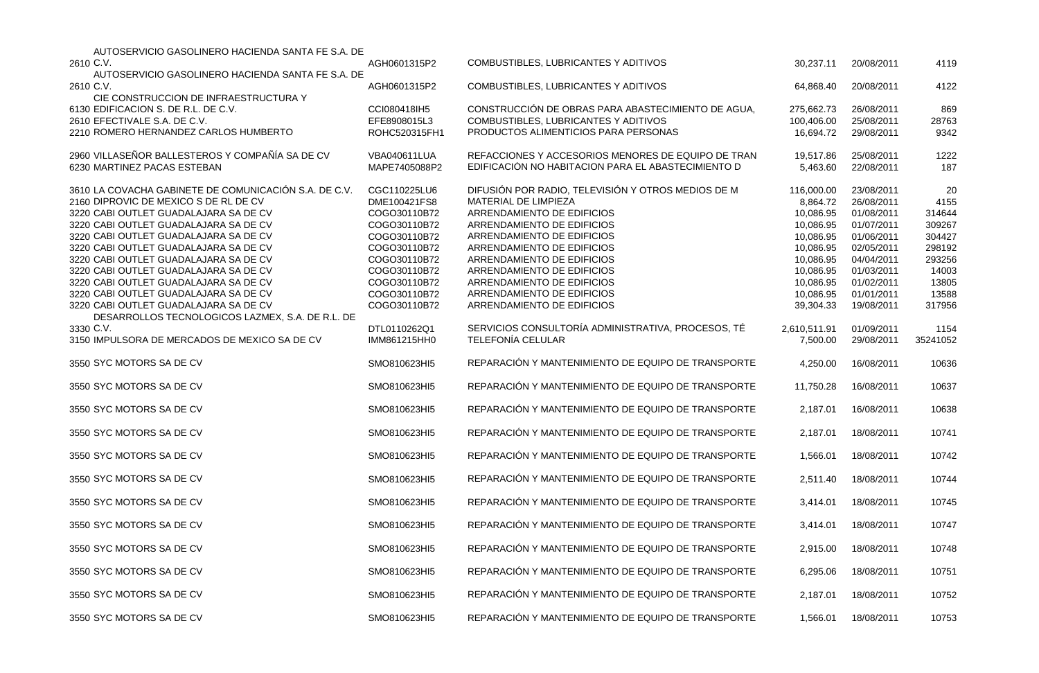| | | | | | | |
|---|---|---|---|---|---|---|
| 2610 | AUTOSERVICIO GASOLINERO HACIENDA SANTA FE S.A. DE C.V. | AGH0601315P2 | COMBUSTIBLES, LUBRICANTES Y ADITIVOS | 30,237.11 | 20/08/2011 | 4119 |
| 2610 | AUTOSERVICIO GASOLINERO HACIENDA SANTA FE S.A. DE C.V. | AGH0601315P2 | COMBUSTIBLES, LUBRICANTES Y ADITIVOS | 64,868.40 | 20/08/2011 | 4122 |
| 6130 | CIE CONSTRUCCION DE INFRAESTRUCTURA Y EDIFICACION S. DE R.L. DE C.V. | CCI080418IH5 | CONSTRUCCIÓN DE OBRAS PARA ABASTECIMIENTO DE AGUA, | 275,662.73 | 26/08/2011 | 869 |
| 2610 | EFECTIVALE S.A. DE C.V. | EFE8908015L3 | COMBUSTIBLES, LUBRICANTES Y ADITIVOS | 100,406.00 | 25/08/2011 | 28763 |
| 2210 | ROMERO HERNANDEZ CARLOS HUMBERTO | ROHC520315FH1 | PRODUCTOS ALIMENTICIOS PARA PERSONAS | 16,694.72 | 29/08/2011 | 9342 |
| 2960 | VILLASEÑOR BALLESTEROS Y COMPAÑÍA SA DE CV | VBA040611LUA | REFACCIONES Y ACCESORIOS MENORES DE EQUIPO DE TRAN | 19,517.86 | 25/08/2011 | 1222 |
| 6230 | MARTINEZ PACAS ESTEBAN | MAPE7405088P2 | EDIFICACION NO HABITACION PARA EL ABASTECIMIENTO D | 5,463.60 | 22/08/2011 | 187 |
| 3610 | LA COVACHA GABINETE DE COMUNICACIÓN S.A. DE C.V. | CGC110225LU6 | DIFUSIÓN POR RADIO, TELEVISIÓN Y OTROS MEDIOS DE M | 116,000.00 | 23/08/2011 | 20 |
| 2160 | DIPROVIC DE MEXICO S DE RL DE CV | DME100421FS8 | MATERIAL DE LIMPIEZA | 8,864.72 | 26/08/2011 | 4155 |
| 3220 | CABI OUTLET GUADALAJARA SA DE CV | COGO30110B72 | ARRENDAMIENTO DE EDIFICIOS | 10,086.95 | 01/08/2011 | 314644 |
| 3220 | CABI OUTLET GUADALAJARA SA DE CV | COGO30110B72 | ARRENDAMIENTO DE EDIFICIOS | 10,086.95 | 01/07/2011 | 309267 |
| 3220 | CABI OUTLET GUADALAJARA SA DE CV | COGO30110B72 | ARRENDAMIENTO DE EDIFICIOS | 10,086.95 | 01/06/2011 | 304427 |
| 3220 | CABI OUTLET GUADALAJARA SA DE CV | COGO30110B72 | ARRENDAMIENTO DE EDIFICIOS | 10,086.95 | 02/05/2011 | 298192 |
| 3220 | CABI OUTLET GUADALAJARA SA DE CV | COGO30110B72 | ARRENDAMIENTO DE EDIFICIOS | 10,086.95 | 04/04/2011 | 293256 |
| 3220 | CABI OUTLET GUADALAJARA SA DE CV | COGO30110B72 | ARRENDAMIENTO DE EDIFICIOS | 10,086.95 | 01/03/2011 | 14003 |
| 3220 | CABI OUTLET GUADALAJARA SA DE CV | COGO30110B72 | ARRENDAMIENTO DE EDIFICIOS | 10,086.95 | 01/02/2011 | 13805 |
| 3220 | CABI OUTLET GUADALAJARA SA DE CV | COGO30110B72 | ARRENDAMIENTO DE EDIFICIOS | 10,086.95 | 01/01/2011 | 13588 |
| 3220 | CABI OUTLET GUADALAJARA SA DE CV | COGO30110B72 | ARRENDAMIENTO DE EDIFICIOS | 39,304.33 | 19/08/2011 | 317956 |
| 3330 | DESARROLLOS TECNOLOGICOS LAZMEX, S.A. DE R.L. DE C.V. | DTL0110262Q1 | SERVICIOS CONSULTORÍA ADMINISTRATIVA, PROCESOS, TÉ | 2,610,511.91 | 01/09/2011 | 1154 |
| 3150 | IMPULSORA DE MERCADOS DE MEXICO SA DE CV | IMM861215HH0 | TELEFONÍA CELULAR | 7,500.00 | 29/08/2011 | 35241052 |
| 3550 | SYC MOTORS SA DE CV | SMO810623HI5 | REPARACIÓN Y MANTENIMIENTO DE EQUIPO DE TRANSPORTE | 4,250.00 | 16/08/2011 | 10636 |
| 3550 | SYC MOTORS SA DE CV | SMO810623HI5 | REPARACIÓN Y MANTENIMIENTO DE EQUIPO DE TRANSPORTE | 11,750.28 | 16/08/2011 | 10637 |
| 3550 | SYC MOTORS SA DE CV | SMO810623HI5 | REPARACIÓN Y MANTENIMIENTO DE EQUIPO DE TRANSPORTE | 2,187.01 | 16/08/2011 | 10638 |
| 3550 | SYC MOTORS SA DE CV | SMO810623HI5 | REPARACIÓN Y MANTENIMIENTO DE EQUIPO DE TRANSPORTE | 2,187.01 | 18/08/2011 | 10741 |
| 3550 | SYC MOTORS SA DE CV | SMO810623HI5 | REPARACIÓN Y MANTENIMIENTO DE EQUIPO DE TRANSPORTE | 1,566.01 | 18/08/2011 | 10742 |
| 3550 | SYC MOTORS SA DE CV | SMO810623HI5 | REPARACIÓN Y MANTENIMIENTO DE EQUIPO DE TRANSPORTE | 2,511.40 | 18/08/2011 | 10744 |
| 3550 | SYC MOTORS SA DE CV | SMO810623HI5 | REPARACIÓN Y MANTENIMIENTO DE EQUIPO DE TRANSPORTE | 3,414.01 | 18/08/2011 | 10745 |
| 3550 | SYC MOTORS SA DE CV | SMO810623HI5 | REPARACIÓN Y MANTENIMIENTO DE EQUIPO DE TRANSPORTE | 3,414.01 | 18/08/2011 | 10747 |
| 3550 | SYC MOTORS SA DE CV | SMO810623HI5 | REPARACIÓN Y MANTENIMIENTO DE EQUIPO DE TRANSPORTE | 2,915.00 | 18/08/2011 | 10748 |
| 3550 | SYC MOTORS SA DE CV | SMO810623HI5 | REPARACIÓN Y MANTENIMIENTO DE EQUIPO DE TRANSPORTE | 6,295.06 | 18/08/2011 | 10751 |
| 3550 | SYC MOTORS SA DE CV | SMO810623HI5 | REPARACIÓN Y MANTENIMIENTO DE EQUIPO DE TRANSPORTE | 2,187.01 | 18/08/2011 | 10752 |
| 3550 | SYC MOTORS SA DE CV | SMO810623HI5 | REPARACIÓN Y MANTENIMIENTO DE EQUIPO DE TRANSPORTE | 1,566.01 | 18/08/2011 | 10753 |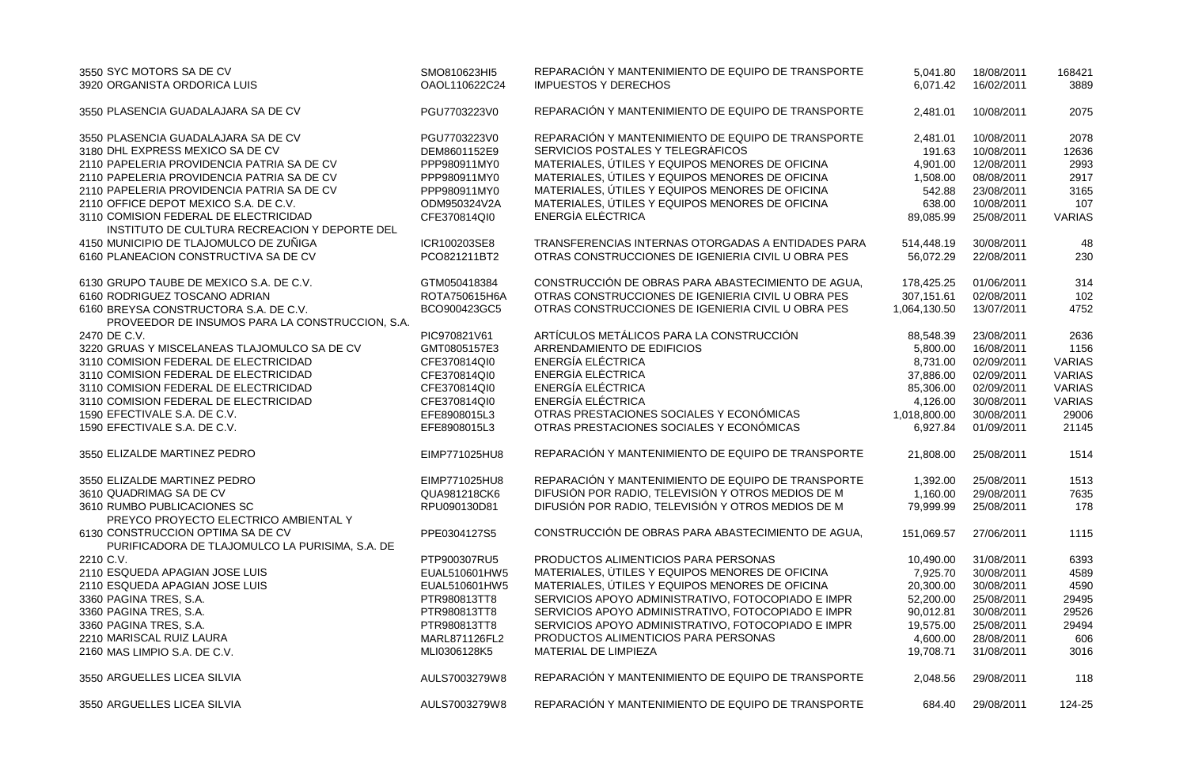| | | | | | |
|---|---|---|---|---|---|
| 3550 SYC MOTORS SA DE CV | SMO810623HI5 | REPARACIÓN Y MANTENIMIENTO DE EQUIPO DE TRANSPORTE | 5,041.80 | 18/08/2011 | 168421 |
| 3920 ORGANISTA ORDORICA LUIS | OAOL110622C24 | IMPUESTOS Y DERECHOS | 6,071.42 | 16/02/2011 | 3889 |
| 3550 PLASENCIA GUADALAJARA SA DE CV | PGU7703223V0 | REPARACIÓN Y MANTENIMIENTO DE EQUIPO DE TRANSPORTE | 2,481.01 | 10/08/2011 | 2075 |
| 3550 PLASENCIA GUADALAJARA SA DE CV | PGU7703223V0 | REPARACIÓN Y MANTENIMIENTO DE EQUIPO DE TRANSPORTE | 2,481.01 | 10/08/2011 | 2078 |
| 3180 DHL EXPRESS MEXICO SA DE CV | DEM8601152E9 | SERVICIOS POSTALES Y TELEGRÁFICOS | 191.63 | 10/08/2011 | 12636 |
| 2110 PAPELERIA PROVIDENCIA PATRIA SA DE CV | PPP980911MY0 | MATERIALES, ÚTILES Y EQUIPOS MENORES DE OFICINA | 4,901.00 | 12/08/2011 | 2993 |
| 2110 PAPELERIA PROVIDENCIA PATRIA SA DE CV | PPP980911MY0 | MATERIALES, ÚTILES Y EQUIPOS MENORES DE OFICINA | 1,508.00 | 08/08/2011 | 2917 |
| 2110 PAPELERIA PROVIDENCIA PATRIA SA DE CV | PPP980911MY0 | MATERIALES, ÚTILES Y EQUIPOS MENORES DE OFICINA | 542.88 | 23/08/2011 | 3165 |
| 2110 OFFICE DEPOT MEXICO S.A. DE C.V. | ODM950324V2A | MATERIALES, ÚTILES Y EQUIPOS MENORES DE OFICINA | 638.00 | 10/08/2011 | 107 |
| 3110 COMISION FEDERAL DE ELECTRICIDAD | CFE370814QI0 | ENERGÍA ELÉCTRICA | 89,085.99 | 25/08/2011 | VARIAS |
| 4150 INSTITUTO DE CULTURA RECREACION Y DEPORTE DEL MUNICIPIO DE TLAJOMULCO DE ZUÑIGA | ICR100203SE8 | TRANSFERENCIAS INTERNAS OTORGADAS A ENTIDADES PARA | 514,448.19 | 30/08/2011 | 48 |
| 6160 PLANEACION CONSTRUCTIVA SA DE CV | PCO821211BT2 | OTRAS CONSTRUCCIONES DE IGENIERIA CIVIL U OBRA PES | 56,072.29 | 22/08/2011 | 230 |
| 6130 GRUPO TAUBE DE MEXICO S.A. DE C.V. | GTM050418384 | CONSTRUCCIÓN DE OBRAS PARA ABASTECIMIENTO DE AGUA, | 178,425.25 | 01/06/2011 | 314 |
| 6160 RODRIGUEZ TOSCANO ADRIAN | ROTA750615H6A | OTRAS CONSTRUCCIONES DE IGENIERIA CIVIL U OBRA PES | 307,151.61 | 02/08/2011 | 102 |
| 6160 BREYSA CONSTRUCTORA S.A. DE C.V. | BCO900423GC5 | OTRAS CONSTRUCCIONES DE IGENIERIA CIVIL U OBRA PES | 1,064,130.50 | 13/07/2011 | 4752 |
| 2470 PROVEEDOR DE INSUMOS PARA LA CONSTRUCCION, S.A. DE C.V. | PIC970821V61 | ARTÍCULOS METÁLICOS PARA LA CONSTRUCCIÓN | 88,548.39 | 23/08/2011 | 2636 |
| 3220 GRUAS Y MISCELANEAS TLAJOMULCO SA DE CV | GMT0805157E3 | ARRENDAMIENTO DE EDIFICIOS | 5,800.00 | 16/08/2011 | 1156 |
| 3110 COMISION FEDERAL DE ELECTRICIDAD | CFE370814QI0 | ENERGÍA ELÉCTRICA | 8,731.00 | 02/09/2011 | VARIAS |
| 3110 COMISION FEDERAL DE ELECTRICIDAD | CFE370814QI0 | ENERGÍA ELÉCTRICA | 37,886.00 | 02/09/2011 | VARIAS |
| 3110 COMISION FEDERAL DE ELECTRICIDAD | CFE370814QI0 | ENERGÍA ELÉCTRICA | 85,306.00 | 02/09/2011 | VARIAS |
| 3110 COMISION FEDERAL DE ELECTRICIDAD | CFE370814QI0 | ENERGÍA ELÉCTRICA | 4,126.00 | 30/08/2011 | VARIAS |
| 1590 EFECTIVALE S.A. DE C.V. | EFE8908015L3 | OTRAS PRESTACIONES SOCIALES Y ECONÓMICAS | 1,018,800.00 | 30/08/2011 | 29006 |
| 1590 EFECTIVALE S.A. DE C.V. | EFE8908015L3 | OTRAS PRESTACIONES SOCIALES Y ECONÓMICAS | 6,927.84 | 01/09/2011 | 21145 |
| 3550 ELIZALDE MARTINEZ PEDRO | EIMP771025HU8 | REPARACIÓN Y MANTENIMIENTO DE EQUIPO DE TRANSPORTE | 21,808.00 | 25/08/2011 | 1514 |
| 3550 ELIZALDE MARTINEZ PEDRO | EIMP771025HU8 | REPARACIÓN Y MANTENIMIENTO DE EQUIPO DE TRANSPORTE | 1,392.00 | 25/08/2011 | 1513 |
| 3610 QUADRIMAG SA DE CV | QUA981218CK6 | DIFUSIÓN POR RADIO, TELEVISIÓN Y OTROS MEDIOS DE M | 1,160.00 | 29/08/2011 | 7635 |
| 3610 RUMBO PUBLICACIONES SC | RPU090130D81 | DIFUSIÓN POR RADIO, TELEVISIÓN Y OTROS MEDIOS DE M | 79,999.99 | 25/08/2011 | 178 |
| 6130 PREYCO PROYECTO ELECTRICO AMBIENTAL Y CONSTRUCCION OPTIMA SA DE CV | PPE0304127S5 | CONSTRUCCIÓN DE OBRAS PARA ABASTECIMIENTO DE AGUA, | 151,069.57 | 27/06/2011 | 1115 |
| 2210 PURIFICADORA DE TLAJOMULCO LA PURISIMA, S.A. DE C.V. | PTP900307RU5 | PRODUCTOS ALIMENTICIOS PARA PERSONAS | 10,490.00 | 31/08/2011 | 6393 |
| 2110 ESQUEDA APAGIAN JOSE LUIS | EUAL510601HW5 | MATERIALES, ÚTILES Y EQUIPOS MENORES DE OFICINA | 7,925.70 | 30/08/2011 | 4589 |
| 2110 ESQUEDA APAGIAN JOSE LUIS | EUAL510601HW5 | MATERIALES, ÚTILES Y EQUIPOS MENORES DE OFICINA | 20,300.00 | 30/08/2011 | 4590 |
| 3360 PAGINA TRES, S.A. | PTR980813TT8 | SERVICIOS APOYO ADMINISTRATIVO, FOTOCOPIADO E IMPR | 52,200.00 | 25/08/2011 | 29495 |
| 3360 PAGINA TRES, S.A. | PTR980813TT8 | SERVICIOS APOYO ADMINISTRATIVO, FOTOCOPIADO E IMPR | 90,012.81 | 30/08/2011 | 29526 |
| 3360 PAGINA TRES, S.A. | PTR980813TT8 | SERVICIOS APOYO ADMINISTRATIVO, FOTOCOPIADO E IMPR | 19,575.00 | 25/08/2011 | 29494 |
| 2210 MARISCAL RUIZ LAURA | MARL871126FL2 | PRODUCTOS ALIMENTICIOS PARA PERSONAS | 4,600.00 | 28/08/2011 | 606 |
| 2160 MAS LIMPIO S.A. DE C.V. | MLI0306128K5 | MATERIAL DE LIMPIEZA | 19,708.71 | 31/08/2011 | 3016 |
| 3550 ARGUELLES LICEA SILVIA | AULS7003279W8 | REPARACIÓN Y MANTENIMIENTO DE EQUIPO DE TRANSPORTE | 2,048.56 | 29/08/2011 | 118 |
| 3550 ARGUELLES LICEA SILVIA | AULS7003279W8 | REPARACIÓN Y MANTENIMIENTO DE EQUIPO DE TRANSPORTE | 684.40 | 29/08/2011 | 124-25 |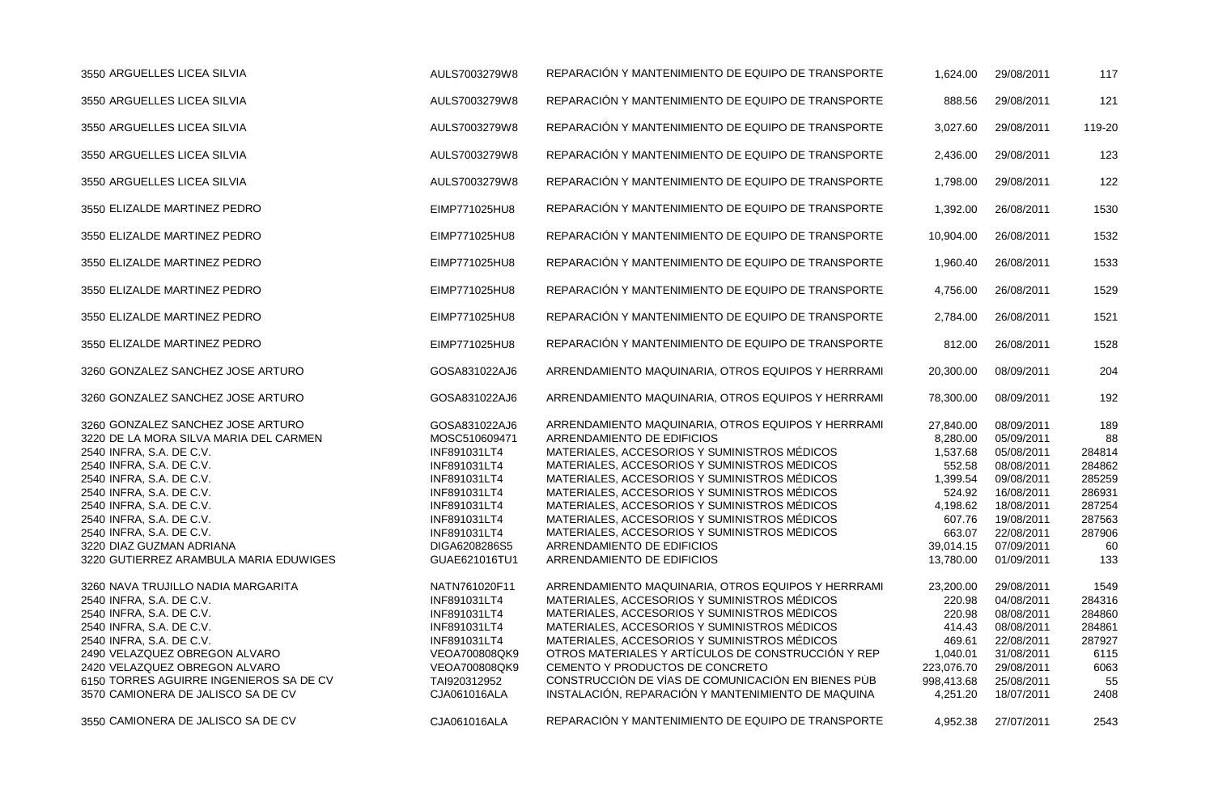| | | | | | |
|---|---|---|---|---|---|
| 3550 ARGUELLES LICEA SILVIA | AULS7003279W8 | REPARACIÓN Y MANTENIMIENTO DE EQUIPO DE TRANSPORTE | 1,624.00 | 29/08/2011 | 117 |
| 3550 ARGUELLES LICEA SILVIA | AULS7003279W8 | REPARACIÓN Y MANTENIMIENTO DE EQUIPO DE TRANSPORTE | 888.56 | 29/08/2011 | 121 |
| 3550 ARGUELLES LICEA SILVIA | AULS7003279W8 | REPARACIÓN Y MANTENIMIENTO DE EQUIPO DE TRANSPORTE | 3,027.60 | 29/08/2011 | 119-20 |
| 3550 ARGUELLES LICEA SILVIA | AULS7003279W8 | REPARACIÓN Y MANTENIMIENTO DE EQUIPO DE TRANSPORTE | 2,436.00 | 29/08/2011 | 123 |
| 3550 ARGUELLES LICEA SILVIA | AULS7003279W8 | REPARACIÓN Y MANTENIMIENTO DE EQUIPO DE TRANSPORTE | 1,798.00 | 29/08/2011 | 122 |
| 3550 ELIZALDE MARTINEZ PEDRO | EIMP771025HU8 | REPARACIÓN Y MANTENIMIENTO DE EQUIPO DE TRANSPORTE | 1,392.00 | 26/08/2011 | 1530 |
| 3550 ELIZALDE MARTINEZ PEDRO | EIMP771025HU8 | REPARACIÓN Y MANTENIMIENTO DE EQUIPO DE TRANSPORTE | 10,904.00 | 26/08/2011 | 1532 |
| 3550 ELIZALDE MARTINEZ PEDRO | EIMP771025HU8 | REPARACIÓN Y MANTENIMIENTO DE EQUIPO DE TRANSPORTE | 1,960.40 | 26/08/2011 | 1533 |
| 3550 ELIZALDE MARTINEZ PEDRO | EIMP771025HU8 | REPARACIÓN Y MANTENIMIENTO DE EQUIPO DE TRANSPORTE | 4,756.00 | 26/08/2011 | 1529 |
| 3550 ELIZALDE MARTINEZ PEDRO | EIMP771025HU8 | REPARACIÓN Y MANTENIMIENTO DE EQUIPO DE TRANSPORTE | 2,784.00 | 26/08/2011 | 1521 |
| 3550 ELIZALDE MARTINEZ PEDRO | EIMP771025HU8 | REPARACIÓN Y MANTENIMIENTO DE EQUIPO DE TRANSPORTE | 812.00 | 26/08/2011 | 1528 |
| 3260 GONZALEZ SANCHEZ JOSE ARTURO | GOSA831022AJ6 | ARRENDAMIENTO MAQUINARIA, OTROS EQUIPOS Y HERRRAMI | 20,300.00 | 08/09/2011 | 204 |
| 3260 GONZALEZ SANCHEZ JOSE ARTURO | GOSA831022AJ6 | ARRENDAMIENTO MAQUINARIA, OTROS EQUIPOS Y HERRRAMI | 78,300.00 | 08/09/2011 | 192 |
| 3260 GONZALEZ SANCHEZ JOSE ARTURO | GOSA831022AJ6 | ARRENDAMIENTO MAQUINARIA, OTROS EQUIPOS Y HERRRAMI | 27,840.00 | 08/09/2011 | 189 |
| 3220 DE LA MORA SILVA MARIA DEL CARMEN | MOSC510609471 | ARRENDAMIENTO DE EDIFICIOS | 8,280.00 | 05/09/2011 | 88 |
| 2540 INFRA, S.A. DE C.V. | INF891031LT4 | MATERIALES, ACCESORIOS Y SUMINISTROS MÉDICOS | 1,537.68 | 05/08/2011 | 284814 |
| 2540 INFRA, S.A. DE C.V. | INF891031LT4 | MATERIALES, ACCESORIOS Y SUMINISTROS MÉDICOS | 552.58 | 08/08/2011 | 284862 |
| 2540 INFRA, S.A. DE C.V. | INF891031LT4 | MATERIALES, ACCESORIOS Y SUMINISTROS MÉDICOS | 1,399.54 | 09/08/2011 | 285259 |
| 2540 INFRA, S.A. DE C.V. | INF891031LT4 | MATERIALES, ACCESORIOS Y SUMINISTROS MÉDICOS | 524.92 | 16/08/2011 | 286931 |
| 2540 INFRA, S.A. DE C.V. | INF891031LT4 | MATERIALES, ACCESORIOS Y SUMINISTROS MÉDICOS | 4,198.62 | 18/08/2011 | 287254 |
| 2540 INFRA, S.A. DE C.V. | INF891031LT4 | MATERIALES, ACCESORIOS Y SUMINISTROS MÉDICOS | 607.76 | 19/08/2011 | 287563 |
| 2540 INFRA, S.A. DE C.V. | INF891031LT4 | MATERIALES, ACCESORIOS Y SUMINISTROS MÉDICOS | 663.07 | 22/08/2011 | 287906 |
| 3220 DIAZ GUZMAN ADRIANA | DIGA6208286S5 | ARRENDAMIENTO DE EDIFICIOS | 39,014.15 | 07/09/2011 | 60 |
| 3220 GUTIERREZ ARAMBULA MARIA EDUWIGES | GUAE621016TU1 | ARRENDAMIENTO DE EDIFICIOS | 13,780.00 | 01/09/2011 | 133 |
| 3260 NAVA TRUJILLO NADIA MARGARITA | NATN761020F11 | ARRENDAMIENTO MAQUINARIA, OTROS EQUIPOS Y HERRRAMI | 23,200.00 | 29/08/2011 | 1549 |
| 2540 INFRA, S.A. DE C.V. | INF891031LT4 | MATERIALES, ACCESORIOS Y SUMINISTROS MÉDICOS | 220.98 | 04/08/2011 | 284316 |
| 2540 INFRA, S.A. DE C.V. | INF891031LT4 | MATERIALES, ACCESORIOS Y SUMINISTROS MÉDICOS | 220.98 | 08/08/2011 | 284860 |
| 2540 INFRA, S.A. DE C.V. | INF891031LT4 | MATERIALES, ACCESORIOS Y SUMINISTROS MÉDICOS | 414.43 | 08/08/2011 | 284861 |
| 2540 INFRA, S.A. DE C.V. | INF891031LT4 | MATERIALES, ACCESORIOS Y SUMINISTROS MÉDICOS | 469.61 | 22/08/2011 | 287927 |
| 2490 VELAZQUEZ OBREGON ALVARO | VEOA700808QK9 | OTROS MATERIALES Y ARTÍCULOS DE CONSTRUCCIÓN Y REP | 1,040.01 | 31/08/2011 | 6115 |
| 2420 VELAZQUEZ OBREGON ALVARO | VEOA700808QK9 | CEMENTO Y PRODUCTOS DE CONCRETO | 223,076.70 | 29/08/2011 | 6063 |
| 6150 TORRES AGUIRRE INGENIEROS SA DE CV | TAI920312952 | CONSTRUCCIÓN DE VÍAS DE COMUNICACIÓN EN BIENES PÚB | 998,413.68 | 25/08/2011 | 55 |
| 3570 CAMIONERA DE JALISCO SA DE CV | CJA061016ALA | INSTALACIÓN, REPARACIÓN Y MANTENIMIENTO DE MAQUINA | 4,251.20 | 18/07/2011 | 2408 |
| 3550 CAMIONERA DE JALISCO SA DE CV | CJA061016ALA | REPARACIÓN Y MANTENIMIENTO DE EQUIPO DE TRANSPORTE | 4,952.38 | 27/07/2011 | 2543 |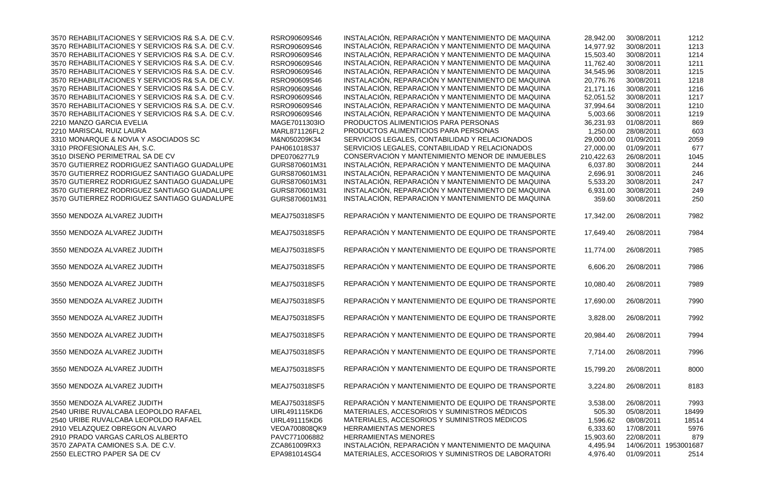| | | | | | |
|---|---|---|---|---|---|
| 3570 REHABILITACIONES Y SERVICIOS R& S.A. DE C.V. | RSRO90609S46 | INSTALACIÓN, REPARACIÓN Y MANTENIMIENTO DE MAQUINA | 28,942.00 | 30/08/2011 | 1212 |
| 3570 REHABILITACIONES Y SERVICIOS R& S.A. DE C.V. | RSRO90609S46 | INSTALACIÓN, REPARACIÓN Y MANTENIMIENTO DE MAQUINA | 14,977.92 | 30/08/2011 | 1213 |
| 3570 REHABILITACIONES Y SERVICIOS R& S.A. DE C.V. | RSRO90609S46 | INSTALACIÓN, REPARACIÓN Y MANTENIMIENTO DE MAQUINA | 15,503.40 | 30/08/2011 | 1214 |
| 3570 REHABILITACIONES Y SERVICIOS R& S.A. DE C.V. | RSRO90609S46 | INSTALACIÓN, REPARACIÓN Y MANTENIMIENTO DE MAQUINA | 11,762.40 | 30/08/2011 | 1211 |
| 3570 REHABILITACIONES Y SERVICIOS R& S.A. DE C.V. | RSRO90609S46 | INSTALACIÓN, REPARACIÓN Y MANTENIMIENTO DE MAQUINA | 34,545.96 | 30/08/2011 | 1215 |
| 3570 REHABILITACIONES Y SERVICIOS R& S.A. DE C.V. | RSRO90609S46 | INSTALACIÓN, REPARACIÓN Y MANTENIMIENTO DE MAQUINA | 20,776.76 | 30/08/2011 | 1218 |
| 3570 REHABILITACIONES Y SERVICIOS R& S.A. DE C.V. | RSRO90609S46 | INSTALACIÓN, REPARACIÓN Y MANTENIMIENTO DE MAQUINA | 21,171.16 | 30/08/2011 | 1216 |
| 3570 REHABILITACIONES Y SERVICIOS R& S.A. DE C.V. | RSRO90609S46 | INSTALACIÓN, REPARACIÓN Y MANTENIMIENTO DE MAQUINA | 52,051.52 | 30/08/2011 | 1217 |
| 3570 REHABILITACIONES Y SERVICIOS R& S.A. DE C.V. | RSRO90609S46 | INSTALACIÓN, REPARACIÓN Y MANTENIMIENTO DE MAQUINA | 37,994.64 | 30/08/2011 | 1210 |
| 3570 REHABILITACIONES Y SERVICIOS R& S.A. DE C.V. | RSRO90609S46 | INSTALACIÓN, REPARACIÓN Y MANTENIMIENTO DE MAQUINA | 5,003.66 | 30/08/2011 | 1219 |
| 2210 MANZO GARCIA EVELIA | MAGE7011303IO | PRODUCTOS ALIMENTICIOS PARA PERSONAS | 36,231.93 | 01/08/2011 | 869 |
| 2210 MARISCAL RUIZ LAURA | MARL871126FL2 | PRODUCTOS ALIMENTICIOS PARA PERSONAS | 1,250.00 | 28/08/2011 | 603 |
| 3310 MONARQUE & NOVIA Y ASOCIADOS SC | M&N050209K34 | SERVICIOS LEGALES, CONTABILIDAD Y RELACIONADOS | 29,000.00 | 01/09/2011 | 2059 |
| 3310 PROFESIONALES AH, S.C. | PAH061018S37 | SERVICIOS LEGALES, CONTABILIDAD Y RELACIONADOS | 27,000.00 | 01/09/2011 | 677 |
| 3510 DISEÑO PERIMETRAL SA DE CV | DPE0706277L9 | CONSERVACIÓN Y MANTENIMIENTO MENOR DE INMUEBLES | 210,422.63 | 26/08/2011 | 1045 |
| 3570 GUTIERREZ RODRIGUEZ SANTIAGO GUADALUPE | GURS870601M31 | INSTALACIÓN, REPARACIÓN Y MANTENIMIENTO DE MAQUINA | 6,037.80 | 30/08/2011 | 244 |
| 3570 GUTIERREZ RODRIGUEZ SANTIAGO GUADALUPE | GURS870601M31 | INSTALACIÓN, REPARACIÓN Y MANTENIMIENTO DE MAQUINA | 2,696.91 | 30/08/2011 | 246 |
| 3570 GUTIERREZ RODRIGUEZ SANTIAGO GUADALUPE | GURS870601M31 | INSTALACIÓN, REPARACIÓN Y MANTENIMIENTO DE MAQUINA | 5,533.20 | 30/08/2011 | 247 |
| 3570 GUTIERREZ RODRIGUEZ SANTIAGO GUADALUPE | GURS870601M31 | INSTALACIÓN, REPARACIÓN Y MANTENIMIENTO DE MAQUINA | 6,931.00 | 30/08/2011 | 249 |
| 3570 GUTIERREZ RODRIGUEZ SANTIAGO GUADALUPE | GURS870601M31 | INSTALACIÓN, REPARACIÓN Y MANTENIMIENTO DE MAQUINA | 359.60 | 30/08/2011 | 250 |
| 3550 MENDOZA ALVAREZ JUDITH | MEAJ750318SF5 | REPARACIÓN Y MANTENIMIENTO DE EQUIPO DE TRANSPORTE | 17,342.00 | 26/08/2011 | 7982 |
| 3550 MENDOZA ALVAREZ JUDITH | MEAJ750318SF5 | REPARACIÓN Y MANTENIMIENTO DE EQUIPO DE TRANSPORTE | 17,649.40 | 26/08/2011 | 7984 |
| 3550 MENDOZA ALVAREZ JUDITH | MEAJ750318SF5 | REPARACIÓN Y MANTENIMIENTO DE EQUIPO DE TRANSPORTE | 11,774.00 | 26/08/2011 | 7985 |
| 3550 MENDOZA ALVAREZ JUDITH | MEAJ750318SF5 | REPARACIÓN Y MANTENIMIENTO DE EQUIPO DE TRANSPORTE | 6,606.20 | 26/08/2011 | 7986 |
| 3550 MENDOZA ALVAREZ JUDITH | MEAJ750318SF5 | REPARACIÓN Y MANTENIMIENTO DE EQUIPO DE TRANSPORTE | 10,080.40 | 26/08/2011 | 7989 |
| 3550 MENDOZA ALVAREZ JUDITH | MEAJ750318SF5 | REPARACIÓN Y MANTENIMIENTO DE EQUIPO DE TRANSPORTE | 17,690.00 | 26/08/2011 | 7990 |
| 3550 MENDOZA ALVAREZ JUDITH | MEAJ750318SF5 | REPARACIÓN Y MANTENIMIENTO DE EQUIPO DE TRANSPORTE | 3,828.00 | 26/08/2011 | 7992 |
| 3550 MENDOZA ALVAREZ JUDITH | MEAJ750318SF5 | REPARACIÓN Y MANTENIMIENTO DE EQUIPO DE TRANSPORTE | 20,984.40 | 26/08/2011 | 7994 |
| 3550 MENDOZA ALVAREZ JUDITH | MEAJ750318SF5 | REPARACIÓN Y MANTENIMIENTO DE EQUIPO DE TRANSPORTE | 7,714.00 | 26/08/2011 | 7996 |
| 3550 MENDOZA ALVAREZ JUDITH | MEAJ750318SF5 | REPARACIÓN Y MANTENIMIENTO DE EQUIPO DE TRANSPORTE | 15,799.20 | 26/08/2011 | 8000 |
| 3550 MENDOZA ALVAREZ JUDITH | MEAJ750318SF5 | REPARACIÓN Y MANTENIMIENTO DE EQUIPO DE TRANSPORTE | 3,224.80 | 26/08/2011 | 8183 |
| 3550 MENDOZA ALVAREZ JUDITH | MEAJ750318SF5 | REPARACIÓN Y MANTENIMIENTO DE EQUIPO DE TRANSPORTE | 3,538.00 | 26/08/2011 | 7993 |
| 2540 URIBE RUVALCABA LEOPOLDO RAFAEL | UIRL491115KD6 | MATERIALES, ACCESORIOS Y SUMINISTROS MÉDICOS | 505.30 | 05/08/2011 | 18499 |
| 2540 URIBE RUVALCABA LEOPOLDO RAFAEL | UIRL491115KD6 | MATERIALES, ACCESORIOS Y SUMINISTROS MÉDICOS | 1,596.62 | 08/08/2011 | 18514 |
| 2910 VELAZQUEZ OBREGON ALVARO | VEOA700808QK9 | HERRAMIENTAS MENORES | 6,333.60 | 17/08/2011 | 5976 |
| 2910 PRADO VARGAS CARLOS ALBERTO | PAVC771006882 | HERRAMIENTAS MENORES | 15,903.60 | 22/08/2011 | 879 |
| 3570 ZAPATA CAMIONES S.A. DE C.V. | ZCA861009RX3 | INSTALACIÓN, REPARACIÓN Y MANTENIMIENTO DE MAQUINA | 4,495.94 | 14/06/2011 | 1953001687 |
| 2550 ELECTRO PAPER SA DE CV | EPA981014SG4 | MATERIALES, ACCESORIOS Y SUMINISTROS DE LABORATORI | 4,976.40 | 01/09/2011 | 2514 |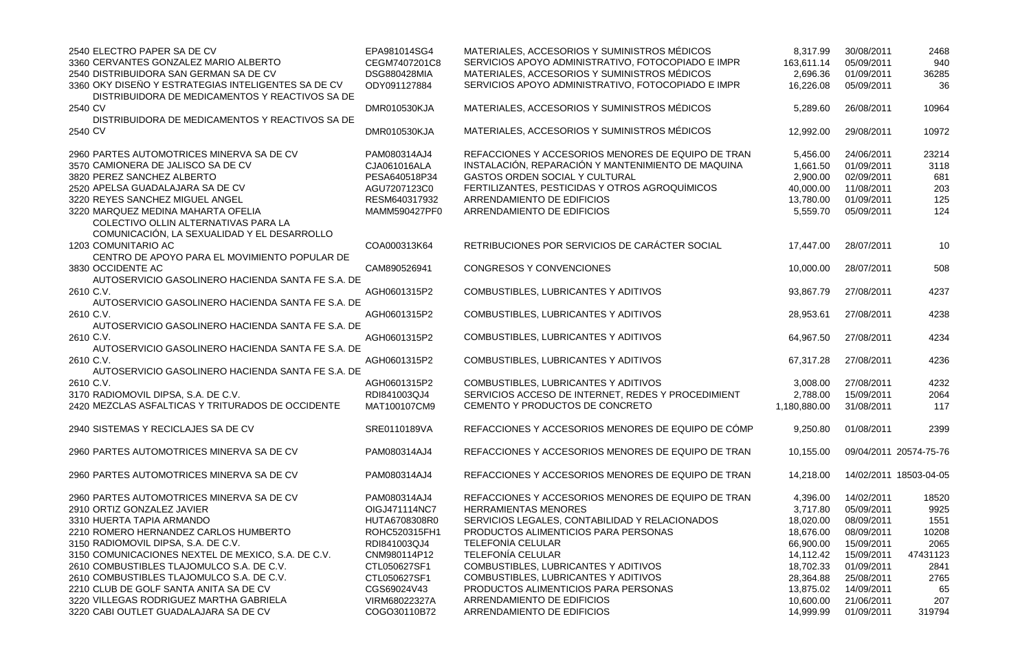| | | | | | | |
|---|---|---|---|---|---|---|
| 2540 | ELECTRO PAPER SA DE CV | EPA981014SG4 | MATERIALES, ACCESORIOS Y SUMINISTROS MÉDICOS | 8,317.99 | 30/08/2011 | 2468 |
| 3360 | CERVANTES GONZALEZ MARIO ALBERTO | CEGM7407201C8 | SERVICIOS APOYO ADMINISTRATIVO, FOTOCOPIADO E IMPR | 163,611.14 | 05/09/2011 | 940 |
| 2540 | DISTRIBUIDORA SAN GERMAN SA DE CV | DSG880428MIA | MATERIALES, ACCESORIOS Y SUMINISTROS MÉDICOS | 2,696.36 | 01/09/2011 | 36285 |
| 3360 | OKY DISEÑO Y ESTRATEGIAS INTELIGENTES SA DE CV | ODY091127884 | SERVICIOS APOYO ADMINISTRATIVO, FOTOCOPIADO E IMPR | 16,226.08 | 05/09/2011 | 36 |
| 2540 | DISTRIBUIDORA DE MEDICAMENTOS Y REACTIVOS SA DE CV | DMR010530KJA | MATERIALES, ACCESORIOS Y SUMINISTROS MÉDICOS | 5,289.60 | 26/08/2011 | 10964 |
| 2540 | DISTRIBUIDORA DE MEDICAMENTOS Y REACTIVOS SA DE CV | DMR010530KJA | MATERIALES, ACCESORIOS Y SUMINISTROS MÉDICOS | 12,992.00 | 29/08/2011 | 10972 |
| 2960 | PARTES AUTOMOTRICES MINERVA SA DE CV | PAM080314AJ4 | REFACCIONES Y ACCESORIOS MENORES DE EQUIPO DE TRAN | 5,456.00 | 24/06/2011 | 23214 |
| 3570 | CAMIONERA DE JALISCO SA DE CV | CJA061016ALA | INSTALACIÓN, REPARACIÓN Y MANTENIMIENTO DE MAQUINA | 1,661.50 | 01/09/2011 | 3118 |
| 3820 | PEREZ SANCHEZ ALBERTO | PESA640518P34 | GASTOS ORDEN SOCIAL Y CULTURAL | 2,900.00 | 02/09/2011 | 681 |
| 2520 | APELSA GUADALAJARA SA DE CV | AGU7207123C0 | FERTILIZANTES, PESTICIDAS Y OTROS AGROQUÍMICOS | 40,000.00 | 11/08/2011 | 203 |
| 3220 | REYES SANCHEZ MIGUEL ANGEL | RESM640317932 | ARRENDAMIENTO DE EDIFICIOS | 13,780.00 | 01/09/2011 | 125 |
| 3220 | MARQUEZ MEDINA MAHARTA OFELIA | MAMM590427PF0 | ARRENDAMIENTO DE EDIFICIOS | 5,559.70 | 05/09/2011 | 124 |
| 1203 | COLECTIVO OLLIN ALTERNATIVAS PARA LA COMUNICACIÓN, LA SEXUALIDAD Y EL DESARROLLO COMUNITARIO AC | COA000313K64 | RETRIBUCIONES POR SERVICIOS DE CARÁCTER SOCIAL | 17,447.00 | 28/07/2011 | 10 |
| 3830 | CENTRO DE APOYO PARA EL MOVIMIENTO POPULAR DE OCCIDENTE AC | CAM890526941 | CONGRESOS Y CONVENCIONES | 10,000.00 | 28/07/2011 | 508 |
| 2610 | AUTOSERVICIO GASOLINERO HACIENDA SANTA FE S.A. DE C.V. | AGH0601315P2 | COMBUSTIBLES, LUBRICANTES Y ADITIVOS | 93,867.79 | 27/08/2011 | 4237 |
| 2610 | AUTOSERVICIO GASOLINERO HACIENDA SANTA FE S.A. DE C.V. | AGH0601315P2 | COMBUSTIBLES, LUBRICANTES Y ADITIVOS | 28,953.61 | 27/08/2011 | 4238 |
| 2610 | AUTOSERVICIO GASOLINERO HACIENDA SANTA FE S.A. DE C.V. | AGH0601315P2 | COMBUSTIBLES, LUBRICANTES Y ADITIVOS | 64,967.50 | 27/08/2011 | 4234 |
| 2610 | AUTOSERVICIO GASOLINERO HACIENDA SANTA FE S.A. DE C.V. | AGH0601315P2 | COMBUSTIBLES, LUBRICANTES Y ADITIVOS | 67,317.28 | 27/08/2011 | 4236 |
| 2610 | AUTOSERVICIO GASOLINERO HACIENDA SANTA FE S.A. DE C.V. | AGH0601315P2 | COMBUSTIBLES, LUBRICANTES Y ADITIVOS | 3,008.00 | 27/08/2011 | 4232 |
| 3170 | RADIOMOVIL DIPSA, S.A. DE C.V. | RDI841003QJ4 | SERVICIOS ACCESO DE INTERNET, REDES Y PROCEDIMIENT | 2,788.00 | 15/09/2011 | 2064 |
| 2420 | MEZCLAS ASFALTICAS Y TRITURADOS DE OCCIDENTE | MAT100107CM9 | CEMENTO Y PRODUCTOS DE CONCRETO | 1,180,880.00 | 31/08/2011 | 117 |
| 2940 | SISTEMAS Y RECICLAJES SA DE CV | SRE0110189VA | REFACCIONES Y ACCESORIOS MENORES DE EQUIPO DE CÓMP | 9,250.80 | 01/08/2011 | 2399 |
| 2960 | PARTES AUTOMOTRICES MINERVA SA DE CV | PAM080314AJ4 | REFACCIONES Y ACCESORIOS MENORES DE EQUIPO DE TRAN | 10,155.00 | 09/04/2011 | 20574-75-76 |
| 2960 | PARTES AUTOMOTRICES MINERVA SA DE CV | PAM080314AJ4 | REFACCIONES Y ACCESORIOS MENORES DE EQUIPO DE TRAN | 14,218.00 | 14/02/2011 | 18503-04-05 |
| 2960 | PARTES AUTOMOTRICES MINERVA SA DE CV | PAM080314AJ4 | REFACCIONES Y ACCESORIOS MENORES DE EQUIPO DE TRAN | 4,396.00 | 14/02/2011 | 18520 |
| 2910 | ORTIZ GONZALEZ JAVIER | OIGJ471114NC7 | HERRAMIENTAS MENORES | 3,717.80 | 05/09/2011 | 9925 |
| 3310 | HUERTA TAPIA ARMANDO | HUTA6708308R0 | SERVICIOS LEGALES, CONTABILIDAD Y RELACIONADOS | 18,020.00 | 08/09/2011 | 1551 |
| 2210 | ROMERO HERNANDEZ CARLOS HUMBERTO | ROHC520315FH1 | PRODUCTOS ALIMENTICIOS PARA PERSONAS | 18,676.00 | 08/09/2011 | 10208 |
| 3150 | RADIOMOVIL DIPSA, S.A. DE C.V. | RDI841003QJ4 | TELEFONÍA CELULAR | 66,900.00 | 15/09/2011 | 2065 |
| 3150 | COMUNICACIONES NEXTEL DE MEXICO, S.A. DE C.V. | CNM980114P12 | TELEFONÍA CELULAR | 14,112.42 | 15/09/2011 | 47431123 |
| 2610 | COMBUSTIBLES TLAJOMULCO S.A. DE C.V. | CTL050627SF1 | COMBUSTIBLES, LUBRICANTES Y ADITIVOS | 18,702.33 | 01/09/2011 | 2841 |
| 2610 | COMBUSTIBLES TLAJOMULCO S.A. DE C.V. | CTL050627SF1 | COMBUSTIBLES, LUBRICANTES Y ADITIVOS | 28,364.88 | 25/08/2011 | 2765 |
| 2210 | CLUB DE GOLF SANTA ANITA SA DE CV | CGS69024V43 | PRODUCTOS ALIMENTICIOS PARA PERSONAS | 13,875.02 | 14/09/2011 | 65 |
| 3220 | VILLEGAS RODRIGUEZ MARTHA GABRIELA | VIRM68022327A | ARRENDAMIENTO DE EDIFICIOS | 10,600.00 | 21/06/2011 | 207 |
| 3220 | CABI OUTLET GUADALAJARA SA DE CV | COGO30110B72 | ARRENDAMIENTO DE EDIFICIOS | 14,999.99 | 01/09/2011 | 319794 |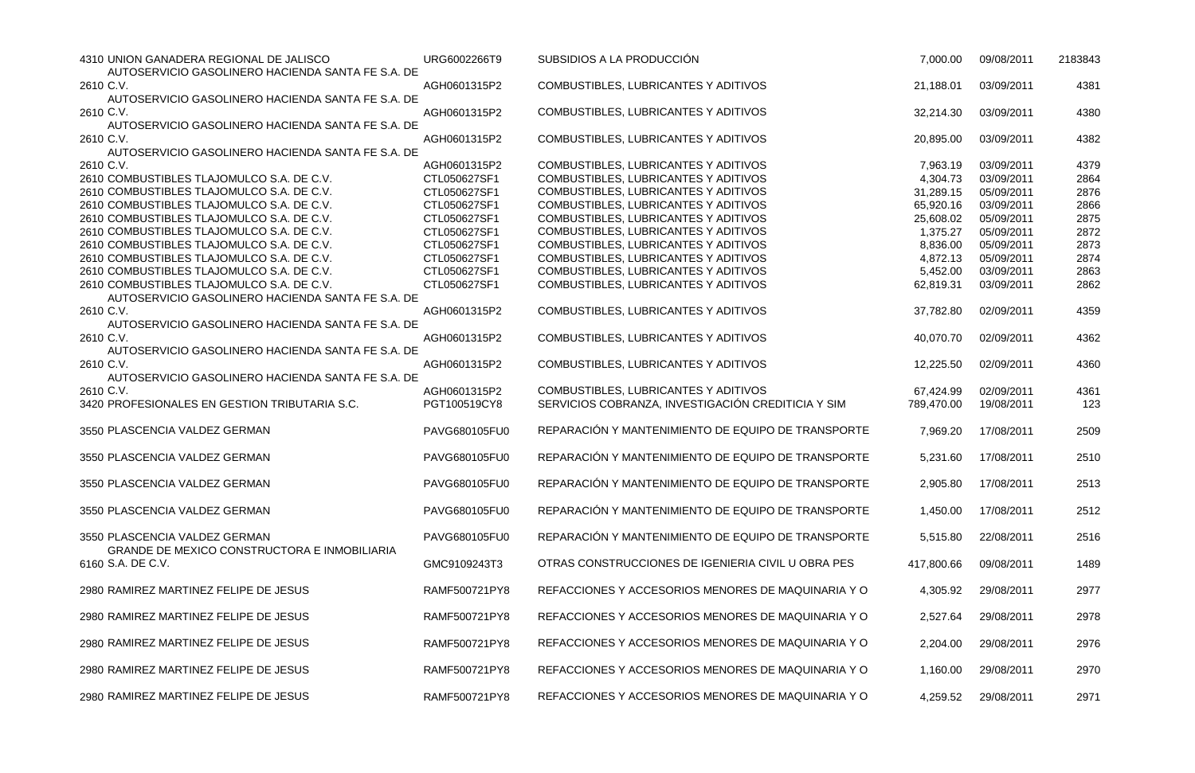| | | | | | | |
|---|---|---|---|---|---|---|
| 4310 | UNION GANADERA REGIONAL DE JALISCO | URG6002266T9 | SUBSIDIOS A LA PRODUCCIÓN | 7,000.00 | 09/08/2011 | 2183843 |
| 2610 | AUTOSERVICIO GASOLINERO HACIENDA SANTA FE S.A. DE C.V. | AGH0601315P2 | COMBUSTIBLES, LUBRICANTES Y ADITIVOS | 21,188.01 | 03/09/2011 | 4381 |
| 2610 | AUTOSERVICIO GASOLINERO HACIENDA SANTA FE S.A. DE C.V. | AGH0601315P2 | COMBUSTIBLES, LUBRICANTES Y ADITIVOS | 32,214.30 | 03/09/2011 | 4380 |
| 2610 | AUTOSERVICIO GASOLINERO HACIENDA SANTA FE S.A. DE C.V. | AGH0601315P2 | COMBUSTIBLES, LUBRICANTES Y ADITIVOS | 20,895.00 | 03/09/2011 | 4382 |
| 2610 | AUTOSERVICIO GASOLINERO HACIENDA SANTA FE S.A. DE C.V. | AGH0601315P2 | COMBUSTIBLES, LUBRICANTES Y ADITIVOS | 7,963.19 | 03/09/2011 | 4379 |
| 2610 | COMBUSTIBLES TLAJOMULCO S.A. DE C.V. | CTL050627SF1 | COMBUSTIBLES, LUBRICANTES Y ADITIVOS | 4,304.73 | 03/09/2011 | 2864 |
| 2610 | COMBUSTIBLES TLAJOMULCO S.A. DE C.V. | CTL050627SF1 | COMBUSTIBLES, LUBRICANTES Y ADITIVOS | 31,289.15 | 05/09/2011 | 2876 |
| 2610 | COMBUSTIBLES TLAJOMULCO S.A. DE C.V. | CTL050627SF1 | COMBUSTIBLES, LUBRICANTES Y ADITIVOS | 65,920.16 | 03/09/2011 | 2866 |
| 2610 | COMBUSTIBLES TLAJOMULCO S.A. DE C.V. | CTL050627SF1 | COMBUSTIBLES, LUBRICANTES Y ADITIVOS | 25,608.02 | 05/09/2011 | 2875 |
| 2610 | COMBUSTIBLES TLAJOMULCO S.A. DE C.V. | CTL050627SF1 | COMBUSTIBLES, LUBRICANTES Y ADITIVOS | 1,375.27 | 05/09/2011 | 2872 |
| 2610 | COMBUSTIBLES TLAJOMULCO S.A. DE C.V. | CTL050627SF1 | COMBUSTIBLES, LUBRICANTES Y ADITIVOS | 8,836.00 | 05/09/2011 | 2873 |
| 2610 | COMBUSTIBLES TLAJOMULCO S.A. DE C.V. | CTL050627SF1 | COMBUSTIBLES, LUBRICANTES Y ADITIVOS | 4,872.13 | 05/09/2011 | 2874 |
| 2610 | COMBUSTIBLES TLAJOMULCO S.A. DE C.V. | CTL050627SF1 | COMBUSTIBLES, LUBRICANTES Y ADITIVOS | 5,452.00 | 03/09/2011 | 2863 |
| 2610 | COMBUSTIBLES TLAJOMULCO S.A. DE C.V. | CTL050627SF1 | COMBUSTIBLES, LUBRICANTES Y ADITIVOS | 62,819.31 | 03/09/2011 | 2862 |
| 2610 | AUTOSERVICIO GASOLINERO HACIENDA SANTA FE S.A. DE C.V. | AGH0601315P2 | COMBUSTIBLES, LUBRICANTES Y ADITIVOS | 37,782.80 | 02/09/2011 | 4359 |
| 2610 | AUTOSERVICIO GASOLINERO HACIENDA SANTA FE S.A. DE C.V. | AGH0601315P2 | COMBUSTIBLES, LUBRICANTES Y ADITIVOS | 40,070.70 | 02/09/2011 | 4362 |
| 2610 | AUTOSERVICIO GASOLINERO HACIENDA SANTA FE S.A. DE C.V. | AGH0601315P2 | COMBUSTIBLES, LUBRICANTES Y ADITIVOS | 12,225.50 | 02/09/2011 | 4360 |
| 2610 | AUTOSERVICIO GASOLINERO HACIENDA SANTA FE S.A. DE C.V. | AGH0601315P2 | COMBUSTIBLES, LUBRICANTES Y ADITIVOS | 67,424.99 | 02/09/2011 | 4361 |
| 3420 | PROFESIONALES EN GESTION TRIBUTARIA S.C. | PGT100519CY8 | SERVICIOS COBRANZA, INVESTIGACIÓN CREDITICIA Y SIM | 789,470.00 | 19/08/2011 | 123 |
| 3550 | PLASCENCIA VALDEZ GERMAN | PAVG680105FU0 | REPARACIÓN Y MANTENIMIENTO DE EQUIPO DE TRANSPORTE | 7,969.20 | 17/08/2011 | 2509 |
| 3550 | PLASCENCIA VALDEZ GERMAN | PAVG680105FU0 | REPARACIÓN Y MANTENIMIENTO DE EQUIPO DE TRANSPORTE | 5,231.60 | 17/08/2011 | 2510 |
| 3550 | PLASCENCIA VALDEZ GERMAN | PAVG680105FU0 | REPARACIÓN Y MANTENIMIENTO DE EQUIPO DE TRANSPORTE | 2,905.80 | 17/08/2011 | 2513 |
| 3550 | PLASCENCIA VALDEZ GERMAN | PAVG680105FU0 | REPARACIÓN Y MANTENIMIENTO DE EQUIPO DE TRANSPORTE | 1,450.00 | 17/08/2011 | 2512 |
| 3550 | PLASCENCIA VALDEZ GERMAN | PAVG680105FU0 | REPARACIÓN Y MANTENIMIENTO DE EQUIPO DE TRANSPORTE | 5,515.80 | 22/08/2011 | 2516 |
| 6160 | GRANDE DE MEXICO CONSTRUCTORA E INMOBILIARIA S.A. DE C.V. | GMC9109243T3 | OTRAS CONSTRUCCIONES DE IGENIERIA CIVIL U OBRA PES | 417,800.66 | 09/08/2011 | 1489 |
| 2980 | RAMIREZ MARTINEZ FELIPE DE JESUS | RAMF500721PY8 | REFACCIONES Y ACCESORIOS MENORES DE MAQUINARIA Y O | 4,305.92 | 29/08/2011 | 2977 |
| 2980 | RAMIREZ MARTINEZ FELIPE DE JESUS | RAMF500721PY8 | REFACCIONES Y ACCESORIOS MENORES DE MAQUINARIA Y O | 2,527.64 | 29/08/2011 | 2978 |
| 2980 | RAMIREZ MARTINEZ FELIPE DE JESUS | RAMF500721PY8 | REFACCIONES Y ACCESORIOS MENORES DE MAQUINARIA Y O | 2,204.00 | 29/08/2011 | 2976 |
| 2980 | RAMIREZ MARTINEZ FELIPE DE JESUS | RAMF500721PY8 | REFACCIONES Y ACCESORIOS MENORES DE MAQUINARIA Y O | 1,160.00 | 29/08/2011 | 2970 |
| 2980 | RAMIREZ MARTINEZ FELIPE DE JESUS | RAMF500721PY8 | REFACCIONES Y ACCESORIOS MENORES DE MAQUINARIA Y O | 4,259.52 | 29/08/2011 | 2971 |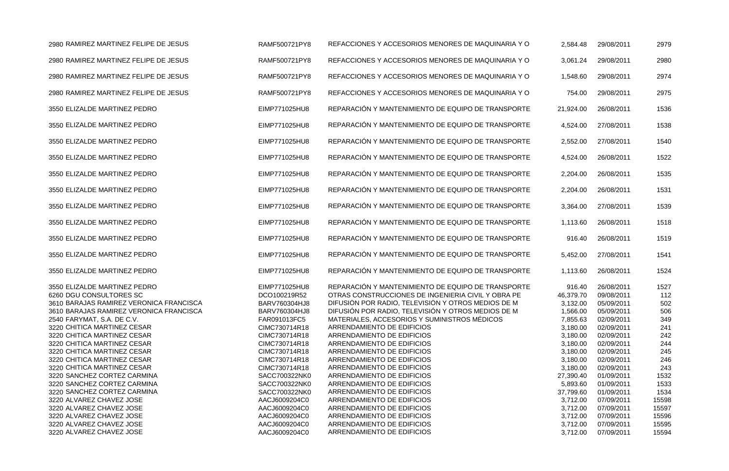| | | | | | |
|---|---|---|---|---|---|
| 2980 RAMIREZ MARTINEZ FELIPE DE JESUS | RAMF500721PY8 | REFACCIONES Y ACCESORIOS MENORES DE MAQUINARIA Y O | 2,584.48 | 29/08/2011 | 2979 |
| 2980 RAMIREZ MARTINEZ FELIPE DE JESUS | RAMF500721PY8 | REFACCIONES Y ACCESORIOS MENORES DE MAQUINARIA Y O | 3,061.24 | 29/08/2011 | 2980 |
| 2980 RAMIREZ MARTINEZ FELIPE DE JESUS | RAMF500721PY8 | REFACCIONES Y ACCESORIOS MENORES DE MAQUINARIA Y O | 1,548.60 | 29/08/2011 | 2974 |
| 2980 RAMIREZ MARTINEZ FELIPE DE JESUS | RAMF500721PY8 | REFACCIONES Y ACCESORIOS MENORES DE MAQUINARIA Y O | 754.00 | 29/08/2011 | 2975 |
| 3550 ELIZALDE MARTINEZ PEDRO | EIMP771025HU8 | REPARACIÓN Y MANTENIMIENTO DE EQUIPO DE TRANSPORTE | 21,924.00 | 26/08/2011 | 1536 |
| 3550 ELIZALDE MARTINEZ PEDRO | EIMP771025HU8 | REPARACIÓN Y MANTENIMIENTO DE EQUIPO DE TRANSPORTE | 4,524.00 | 27/08/2011 | 1538 |
| 3550 ELIZALDE MARTINEZ PEDRO | EIMP771025HU8 | REPARACIÓN Y MANTENIMIENTO DE EQUIPO DE TRANSPORTE | 2,552.00 | 27/08/2011 | 1540 |
| 3550 ELIZALDE MARTINEZ PEDRO | EIMP771025HU8 | REPARACIÓN Y MANTENIMIENTO DE EQUIPO DE TRANSPORTE | 4,524.00 | 26/08/2011 | 1522 |
| 3550 ELIZALDE MARTINEZ PEDRO | EIMP771025HU8 | REPARACIÓN Y MANTENIMIENTO DE EQUIPO DE TRANSPORTE | 2,204.00 | 26/08/2011 | 1535 |
| 3550 ELIZALDE MARTINEZ PEDRO | EIMP771025HU8 | REPARACIÓN Y MANTENIMIENTO DE EQUIPO DE TRANSPORTE | 2,204.00 | 26/08/2011 | 1531 |
| 3550 ELIZALDE MARTINEZ PEDRO | EIMP771025HU8 | REPARACIÓN Y MANTENIMIENTO DE EQUIPO DE TRANSPORTE | 3,364.00 | 27/08/2011 | 1539 |
| 3550 ELIZALDE MARTINEZ PEDRO | EIMP771025HU8 | REPARACIÓN Y MANTENIMIENTO DE EQUIPO DE TRANSPORTE | 1,113.60 | 26/08/2011 | 1518 |
| 3550 ELIZALDE MARTINEZ PEDRO | EIMP771025HU8 | REPARACIÓN Y MANTENIMIENTO DE EQUIPO DE TRANSPORTE | 916.40 | 26/08/2011 | 1519 |
| 3550 ELIZALDE MARTINEZ PEDRO | EIMP771025HU8 | REPARACIÓN Y MANTENIMIENTO DE EQUIPO DE TRANSPORTE | 5,452.00 | 27/08/2011 | 1541 |
| 3550 ELIZALDE MARTINEZ PEDRO | EIMP771025HU8 | REPARACIÓN Y MANTENIMIENTO DE EQUIPO DE TRANSPORTE | 1,113.60 | 26/08/2011 | 1524 |
| 3550 ELIZALDE MARTINEZ PEDRO | EIMP771025HU8 | REPARACIÓN Y MANTENIMIENTO DE EQUIPO DE TRANSPORTE | 916.40 | 26/08/2011 | 1527 |
| 6260 DGU CONSULTORES SC | DCO100219R52 | OTRAS CONSTRUCCIONES DE INGENIERIA CIVIL Y OBRA PE | 46,379.70 | 09/08/2011 | 112 |
| 3610 BARAJAS RAMIREZ VERONICA FRANCISCA | BARV760304HJ8 | DIFUSIÓN POR RADIO, TELEVISIÓN Y OTROS MEDIOS DE M | 3,132.00 | 05/09/2011 | 502 |
| 3610 BARAJAS RAMIREZ VERONICA FRANCISCA | BARV760304HJ8 | DIFUSIÓN POR RADIO, TELEVISIÓN Y OTROS MEDIOS DE M | 1,566.00 | 05/09/2011 | 506 |
| 2540 FARYMAT, S.A. DE C.V. | FAR091013FC5 | MATERIALES, ACCESORIOS Y SUMINISTROS MÉDICOS | 7,855.63 | 02/09/2011 | 349 |
| 3220 CHITICA MARTINEZ CESAR | CIMC730714R18 | ARRENDAMIENTO DE EDIFICIOS | 3,180.00 | 02/09/2011 | 241 |
| 3220 CHITICA MARTINEZ CESAR | CIMC730714R18 | ARRENDAMIENTO DE EDIFICIOS | 3,180.00 | 02/09/2011 | 242 |
| 3220 CHITICA MARTINEZ CESAR | CIMC730714R18 | ARRENDAMIENTO DE EDIFICIOS | 3,180.00 | 02/09/2011 | 244 |
| 3220 CHITICA MARTINEZ CESAR | CIMC730714R18 | ARRENDAMIENTO DE EDIFICIOS | 3,180.00 | 02/09/2011 | 245 |
| 3220 CHITICA MARTINEZ CESAR | CIMC730714R18 | ARRENDAMIENTO DE EDIFICIOS | 3,180.00 | 02/09/2011 | 246 |
| 3220 CHITICA MARTINEZ CESAR | CIMC730714R18 | ARRENDAMIENTO DE EDIFICIOS | 3,180.00 | 02/09/2011 | 243 |
| 3220 SANCHEZ CORTEZ CARMINA | SACC700322NK0 | ARRENDAMIENTO DE EDIFICIOS | 27,390.40 | 01/09/2011 | 1532 |
| 3220 SANCHEZ CORTEZ CARMINA | SACC700322NK0 | ARRENDAMIENTO DE EDIFICIOS | 5,893.60 | 01/09/2011 | 1533 |
| 3220 SANCHEZ CORTEZ CARMINA | SACC700322NK0 | ARRENDAMIENTO DE EDIFICIOS | 37,799.60 | 01/09/2011 | 1534 |
| 3220 ALVAREZ CHAVEZ JOSE | AACJ6009204C0 | ARRENDAMIENTO DE EDIFICIOS | 3,712.00 | 07/09/2011 | 15598 |
| 3220 ALVAREZ CHAVEZ JOSE | AACJ6009204C0 | ARRENDAMIENTO DE EDIFICIOS | 3,712.00 | 07/09/2011 | 15597 |
| 3220 ALVAREZ CHAVEZ JOSE | AACJ6009204C0 | ARRENDAMIENTO DE EDIFICIOS | 3,712.00 | 07/09/2011 | 15596 |
| 3220 ALVAREZ CHAVEZ JOSE | AACJ6009204C0 | ARRENDAMIENTO DE EDIFICIOS | 3,712.00 | 07/09/2011 | 15595 |
| 3220 ALVAREZ CHAVEZ JOSE | AACJ6009204C0 | ARRENDAMIENTO DE EDIFICIOS | 3,712.00 | 07/09/2011 | 15594 |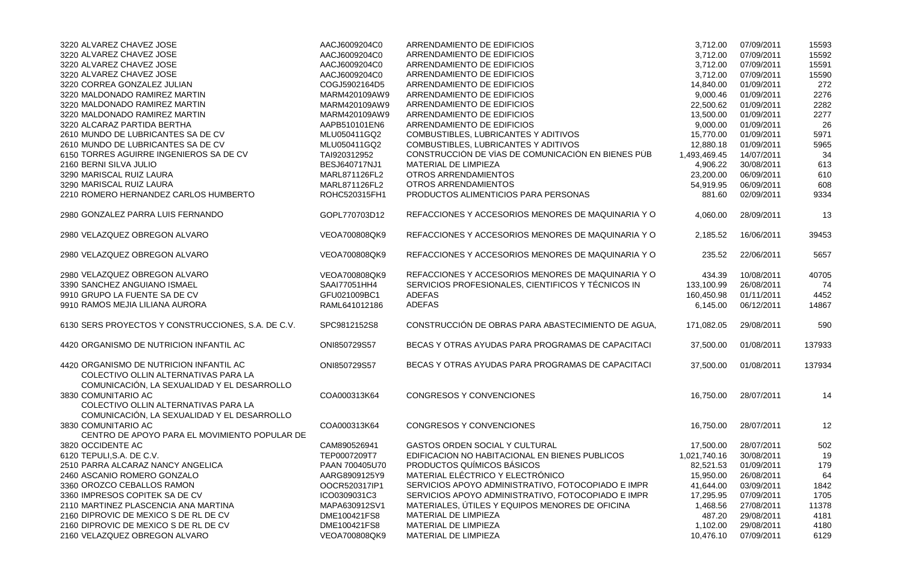| | | | | | |
|---|---|---|---|---|---|
| 3220 ALVAREZ CHAVEZ JOSE | AACJ6009204C0 | ARRENDAMIENTO DE EDIFICIOS | 3,712.00 | 07/09/2011 | 15593 |
| 3220 ALVAREZ CHAVEZ JOSE | AACJ6009204C0 | ARRENDAMIENTO DE EDIFICIOS | 3,712.00 | 07/09/2011 | 15592 |
| 3220 ALVAREZ CHAVEZ JOSE | AACJ6009204C0 | ARRENDAMIENTO DE EDIFICIOS | 3,712.00 | 07/09/2011 | 15591 |
| 3220 ALVAREZ CHAVEZ JOSE | AACJ6009204C0 | ARRENDAMIENTO DE EDIFICIOS | 3,712.00 | 07/09/2011 | 15590 |
| 3220 CORREA GONZALEZ JULIAN | COGJ5902164D5 | ARRENDAMIENTO DE EDIFICIOS | 14,840.00 | 01/09/2011 | 272 |
| 3220 MALDONADO RAMIREZ MARTIN | MARM420109AW9 | ARRENDAMIENTO DE EDIFICIOS | 9,000.46 | 01/09/2011 | 2276 |
| 3220 MALDONADO RAMIREZ MARTIN | MARM420109AW9 | ARRENDAMIENTO DE EDIFICIOS | 22,500.62 | 01/09/2011 | 2282 |
| 3220 MALDONADO RAMIREZ MARTIN | MARM420109AW9 | ARRENDAMIENTO DE EDIFICIOS | 13,500.00 | 01/09/2011 | 2277 |
| 3220 ALCARAZ PARTIDA BERTHA | AAPB510101EN6 | ARRENDAMIENTO DE EDIFICIOS | 9,000.00 | 01/09/2011 | 26 |
| 2610 MUNDO DE LUBRICANTES SA DE CV | MLU050411GQ2 | COMBUSTIBLES, LUBRICANTES Y ADITIVOS | 15,770.00 | 01/09/2011 | 5971 |
| 2610 MUNDO DE LUBRICANTES SA DE CV | MLU050411GQ2 | COMBUSTIBLES, LUBRICANTES Y ADITIVOS | 12,880.18 | 01/09/2011 | 5965 |
| 6150 TORRES AGUIRRE INGENIEROS SA DE CV | TAI920312952 | CONSTRUCCIÓN DE VÍAS DE COMUNICACIÓN EN BIENES PÚB | 1,493,469.45 | 14/07/2011 | 34 |
| 2160 BERNI SILVA JULIO | BESJ640717NJ1 | MATERIAL DE LIMPIEZA | 4,906.22 | 30/08/2011 | 613 |
| 3290 MARISCAL RUIZ LAURA | MARL871126FL2 | OTROS ARRENDAMIENTOS | 23,200.00 | 06/09/2011 | 610 |
| 3290 MARISCAL RUIZ LAURA | MARL871126FL2 | OTROS ARRENDAMIENTOS | 54,919.95 | 06/09/2011 | 608 |
| 2210 ROMERO HERNANDEZ CARLOS HUMBERTO | ROHC520315FH1 | PRODUCTOS ALIMENTICIOS PARA PERSONAS | 881.60 | 02/09/2011 | 9334 |
| 2980 GONZALEZ PARRA LUIS FERNANDO | GOPL770703D12 | REFACCIONES Y ACCESORIOS MENORES DE MAQUINARIA Y O | 4,060.00 | 28/09/2011 | 13 |
| 2980 VELAZQUEZ OBREGON ALVARO | VEOA700808QK9 | REFACCIONES Y ACCESORIOS MENORES DE MAQUINARIA Y O | 2,185.52 | 16/06/2011 | 39453 |
| 2980 VELAZQUEZ OBREGON ALVARO | VEOA700808QK9 | REFACCIONES Y ACCESORIOS MENORES DE MAQUINARIA Y O | 235.52 | 22/06/2011 | 5657 |
| 2980 VELAZQUEZ OBREGON ALVARO | VEOA700808QK9 | REFACCIONES Y ACCESORIOS MENORES DE MAQUINARIA Y O | 434.39 | 10/08/2011 | 40705 |
| 3390 SANCHEZ ANGUIANO ISMAEL | SAAI77051HH4 | SERVICIOS PROFESIONALES, CIENTIFICOS Y TÉCNICOS IN | 133,100.99 | 26/08/2011 | 74 |
| 9910 GRUPO LA FUENTE SA DE CV | GFU021009BC1 | ADEFAS | 160,450.98 | 01/11/2011 | 4452 |
| 9910 RAMOS MEJIA LILIANA AURORA | RAML641012186 | ADEFAS | 6,145.00 | 06/12/2011 | 14867 |
| 6130 SERS PROYECTOS Y CONSTRUCCIONES, S.A. DE C.V. | SPC9812152S8 | CONSTRUCCIÓN DE OBRAS PARA ABASTECIMIENTO DE AGUA, | 171,082.05 | 29/08/2011 | 590 |
| 4420 ORGANISMO DE NUTRICION INFANTIL AC | ONI850729S57 | BECAS Y OTRAS AYUDAS PARA PROGRAMAS DE CAPACITACI | 37,500.00 | 01/08/2011 | 137933 |
| 4420 ORGANISMO DE NUTRICION INFANTIL AC | ONI850729S57 | BECAS Y OTRAS AYUDAS PARA PROGRAMAS DE CAPACITACI | 37,500.00 | 01/08/2011 | 137934 |
| 3830 COLECTIVO OLLIN ALTERNATIVAS PARA LA COMUNICACIÓN, LA SEXUALIDAD Y EL DESARROLLO COMUNITARIO AC | COA000313K64 | CONGRESOS Y CONVENCIONES | 16,750.00 | 28/07/2011 | 14 |
| 3830 COLECTIVO OLLIN ALTERNATIVAS PARA LA COMUNICACIÓN, LA SEXUALIDAD Y EL DESARROLLO COMUNITARIO AC | COA000313K64 | CONGRESOS Y CONVENCIONES | 16,750.00 | 28/07/2011 | 12 |
| 3820 CENTRO DE APOYO PARA EL MOVIMIENTO POPULAR DE OCCIDENTE AC | CAM890526941 | GASTOS ORDEN SOCIAL Y CULTURAL | 17,500.00 | 28/07/2011 | 502 |
| 6120 TEPULI,S.A. DE C.V. | TEP0007209T7 | EDIFICACION NO HABITACIONAL EN BIENES PUBLICOS | 1,021,740.16 | 30/08/2011 | 19 |
| 2510 PARRA ALCARAZ NANCY ANGELICA | PAAN 700405U70 | PRODUCTOS QUÍMICOS BÁSICOS | 82,521.53 | 01/09/2011 | 179 |
| 2460 ASCANIO ROMERO GONZALO | AARG8909125Y9 | MATERIAL ELÉCTRICO Y ELECTRÓNICO | 15,950.00 | 26/08/2011 | 64 |
| 3360 OROZCO CEBALLOS RAMON | OOCR520317IP1 | SERVICIOS APOYO ADMINISTRATIVO, FOTOCOPIADO E IMPR | 41,644.00 | 03/09/2011 | 1842 |
| 3360 IMPRESOS COPITEK SA DE CV | ICO0309031C3 | SERVICIOS APOYO ADMINISTRATIVO, FOTOCOPIADO E IMPR | 17,295.95 | 07/09/2011 | 1705 |
| 2110 MARTINEZ PLASCENCIA ANA MARTINA | MAPA630912SV1 | MATERIALES, ÚTILES Y EQUIPOS MENORES DE OFICINA | 1,468.56 | 27/08/2011 | 11378 |
| 2160 DIPROVIC DE MEXICO S DE RL DE CV | DME100421FS8 | MATERIAL DE LIMPIEZA | 487.20 | 29/08/2011 | 4181 |
| 2160 DIPROVIC DE MEXICO S DE RL DE CV | DME100421FS8 | MATERIAL DE LIMPIEZA | 1,102.00 | 29/08/2011 | 4180 |
| 2160 VELAZQUEZ OBREGON ALVARO | VEOA700808QK9 | MATERIAL DE LIMPIEZA | 10,476.10 | 07/09/2011 | 6129 |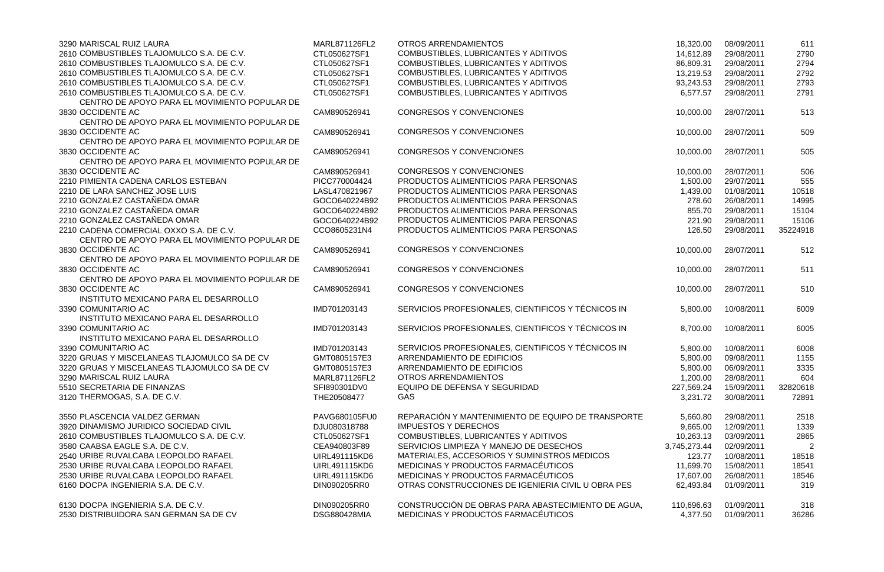| | | | | | | |
|---|---|---|---|---|---|---|
| 3290 | MARISCAL RUIZ LAURA | MARL871126FL2 | OTROS ARRENDAMIENTOS | 18,320.00 | 08/09/2011 | 611 |
| 2610 | COMBUSTIBLES TLAJOMULCO S.A. DE C.V. | CTL050627SF1 | COMBUSTIBLES, LUBRICANTES Y ADITIVOS | 14,612.89 | 29/08/2011 | 2790 |
| 2610 | COMBUSTIBLES TLAJOMULCO S.A. DE C.V. | CTL050627SF1 | COMBUSTIBLES, LUBRICANTES Y ADITIVOS | 86,809.31 | 29/08/2011 | 2794 |
| 2610 | COMBUSTIBLES TLAJOMULCO S.A. DE C.V. | CTL050627SF1 | COMBUSTIBLES, LUBRICANTES Y ADITIVOS | 13,219.53 | 29/08/2011 | 2792 |
| 2610 | COMBUSTIBLES TLAJOMULCO S.A. DE C.V. | CTL050627SF1 | COMBUSTIBLES, LUBRICANTES Y ADITIVOS | 93,243.53 | 29/08/2011 | 2793 |
| 2610 | COMBUSTIBLES TLAJOMULCO S.A. DE C.V. | CTL050627SF1 | COMBUSTIBLES, LUBRICANTES Y ADITIVOS | 6,577.57 | 29/08/2011 | 2791 |
| 3830 | CENTRO DE APOYO PARA EL MOVIMIENTO POPULAR DE OCCIDENTE AC | CAM890526941 | CONGRESOS Y CONVENCIONES | 10,000.00 | 28/07/2011 | 513 |
| 3830 | CENTRO DE APOYO PARA EL MOVIMIENTO POPULAR DE OCCIDENTE AC | CAM890526941 | CONGRESOS Y CONVENCIONES | 10,000.00 | 28/07/2011 | 509 |
| 3830 | CENTRO DE APOYO PARA EL MOVIMIENTO POPULAR DE OCCIDENTE AC | CAM890526941 | CONGRESOS Y CONVENCIONES | 10,000.00 | 28/07/2011 | 505 |
| 3830 | CENTRO DE APOYO PARA EL MOVIMIENTO POPULAR DE OCCIDENTE AC | CAM890526941 | CONGRESOS Y CONVENCIONES | 10,000.00 | 28/07/2011 | 506 |
| 2210 | PIMIENTA CADENA CARLOS ESTEBAN | PICC770004424 | PRODUCTOS ALIMENTICIOS PARA PERSONAS | 1,500.00 | 29/07/2011 | 555 |
| 2210 | DE LARA SANCHEZ JOSE LUIS | LASL470821967 | PRODUCTOS ALIMENTICIOS PARA PERSONAS | 1,439.00 | 01/08/2011 | 10518 |
| 2210 | GONZALEZ CASTAÑEDA OMAR | GOCO640224B92 | PRODUCTOS ALIMENTICIOS PARA PERSONAS | 278.60 | 26/08/2011 | 14995 |
| 2210 | GONZALEZ CASTAÑEDA OMAR | GOCO640224B92 | PRODUCTOS ALIMENTICIOS PARA PERSONAS | 855.70 | 29/08/2011 | 15104 |
| 2210 | GONZALEZ CASTAÑEDA OMAR | GOCO640224B92 | PRODUCTOS ALIMENTICIOS PARA PERSONAS | 221.90 | 29/08/2011 | 15106 |
| 2210 | CADENA COMERCIAL OXXO S.A. DE C.V. | CCO8605231N4 | PRODUCTOS ALIMENTICIOS PARA PERSONAS | 126.50 | 29/08/2011 | 35224918 |
| 3830 | CENTRO DE APOYO PARA EL MOVIMIENTO POPULAR DE OCCIDENTE AC | CAM890526941 | CONGRESOS Y CONVENCIONES | 10,000.00 | 28/07/2011 | 512 |
| 3830 | CENTRO DE APOYO PARA EL MOVIMIENTO POPULAR DE OCCIDENTE AC | CAM890526941 | CONGRESOS Y CONVENCIONES | 10,000.00 | 28/07/2011 | 511 |
| 3830 | CENTRO DE APOYO PARA EL MOVIMIENTO POPULAR DE OCCIDENTE AC | CAM890526941 | CONGRESOS Y CONVENCIONES | 10,000.00 | 28/07/2011 | 510 |
| 3390 | INSTITUTO MEXICANO PARA EL DESARROLLO COMUNITARIO AC | IMD701203143 | SERVICIOS PROFESIONALES, CIENTIFICOS Y TÉCNICOS IN | 5,800.00 | 10/08/2011 | 6009 |
| 3390 | INSTITUTO MEXICANO PARA EL DESARROLLO COMUNITARIO AC | IMD701203143 | SERVICIOS PROFESIONALES, CIENTIFICOS Y TÉCNICOS IN | 8,700.00 | 10/08/2011 | 6005 |
| 3390 | INSTITUTO MEXICANO PARA EL DESARROLLO COMUNITARIO AC | IMD701203143 | SERVICIOS PROFESIONALES, CIENTIFICOS Y TÉCNICOS IN | 5,800.00 | 10/08/2011 | 6008 |
| 3220 | GRUAS Y MISCELANEAS TLAJOMULCO SA DE CV | GMT0805157E3 | ARRENDAMIENTO DE EDIFICIOS | 5,800.00 | 09/08/2011 | 1155 |
| 3220 | GRUAS Y MISCELANEAS TLAJOMULCO SA DE CV | GMT0805157E3 | ARRENDAMIENTO DE EDIFICIOS | 5,800.00 | 06/09/2011 | 3335 |
| 3290 | MARISCAL RUIZ LAURA | MARL871126FL2 | OTROS ARRENDAMIENTOS | 1,200.00 | 28/08/2011 | 604 |
| 5510 | SECRETARIA DE FINANZAS | SFI890301DV0 | EQUIPO DE DEFENSA Y SEGURIDAD | 227,569.24 | 15/09/2011 | 32820618 |
| 3120 | THERMOGAS, S.A. DE C.V. | THE20508477 | GAS | 3,231.72 | 30/08/2011 | 72891 |
| 3550 | PLASCENCIA VALDEZ GERMAN | PAVG680105FU0 | REPARACIÓN Y MANTENIMIENTO DE EQUIPO DE TRANSPORTE | 5,660.80 | 29/08/2011 | 2518 |
| 3920 | DINAMISMO JURIDICO SOCIEDAD CIVIL | DJU080318788 | IMPUESTOS Y DERECHOS | 9,665.00 | 12/09/2011 | 1339 |
| 2610 | COMBUSTIBLES TLAJOMULCO S.A. DE C.V. | CTL050627SF1 | COMBUSTIBLES, LUBRICANTES Y ADITIVOS | 10,263.13 | 03/09/2011 | 2865 |
| 3580 | CAABSA EAGLE S.A. DE C.V. | CEA940803F89 | SERVICIOS LIMPIEZA Y MANEJO DE DESECHOS | 3,745,273.44 | 02/09/2011 | 2 |
| 2540 | URIBE RUVALCABA LEOPOLDO RAFAEL | UIRL491115KD6 | MATERIALES, ACCESORIOS Y SUMINISTROS MÉDICOS | 123.77 | 10/08/2011 | 18518 |
| 2530 | URIBE RUVALCABA LEOPOLDO RAFAEL | UIRL491115KD6 | MEDICINAS Y PRODUCTOS FARMACÉUTICOS | 11,699.70 | 15/08/2011 | 18541 |
| 2530 | URIBE RUVALCABA LEOPOLDO RAFAEL | UIRL491115KD6 | MEDICINAS Y PRODUCTOS FARMACÉUTICOS | 17,607.00 | 26/08/2011 | 18546 |
| 6160 | DOCPA INGENIERIA S.A. DE C.V. | DIN090205RR0 | OTRAS CONSTRUCCIONES DE IGENIERIA CIVIL U OBRA PES | 62,493.84 | 01/09/2011 | 319 |
| 6130 | DOCPA INGENIERIA S.A. DE C.V. | DIN090205RR0 | CONSTRUCCIÓN DE OBRAS PARA ABASTECIMIENTO DE AGUA, | 110,696.63 | 01/09/2011 | 318 |
| 2530 | DISTRIBUIDORA SAN GERMAN SA DE CV | DSG880428MIA | MEDICINAS Y PRODUCTOS FARMACÉUTICOS | 4,377.50 | 01/09/2011 | 36286 |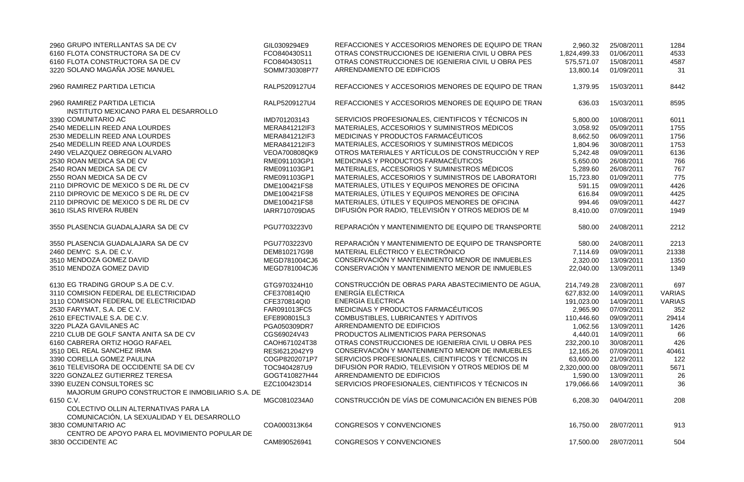| | | | | | | |
|---|---|---|---|---|---|---|
| 2960 | GRUPO INTERLLANTAS SA DE CV | GIL0309294E9 | REFACCIONES Y ACCESORIOS MENORES DE EQUIPO DE TRAN | 2,960.32 | 25/08/2011 | 1284 |
| 6160 | FLOTA CONSTRUCTORA SA DE CV | FCO840430S11 | OTRAS CONSTRUCCIONES DE IGENIERIA CIVIL U OBRA PES | 1,824,499.33 | 01/06/2011 | 4533 |
| 6160 | FLOTA CONSTRUCTORA SA DE CV | FCO840430S11 | OTRAS CONSTRUCCIONES DE IGENIERIA CIVIL U OBRA PES | 575,571.07 | 15/08/2011 | 4587 |
| 3220 | SOLANO MAGAÑA JOSE MANUEL | SOMM730308P77 | ARRENDAMIENTO DE EDIFICIOS | 13,800.14 | 01/09/2011 | 31 |
| 2960 | RAMIREZ PARTIDA LETICIA | RALP5209127U4 | REFACCIONES Y ACCESORIOS MENORES DE EQUIPO DE TRAN | 1,379.95 | 15/03/2011 | 8442 |
| 2960 | RAMIREZ PARTIDA LETICIA | RALP5209127U4 | REFACCIONES Y ACCESORIOS MENORES DE EQUIPO DE TRAN | 636.03 | 15/03/2011 | 8595 |
| 3390 | INSTITUTO MEXICANO PARA EL DESARROLLO COMUNITARIO AC | IMD701203143 | SERVICIOS PROFESIONALES, CIENTIFICOS Y TÉCNICOS IN | 5,800.00 | 10/08/2011 | 6011 |
| 2540 | MEDELLIN REED ANA LOURDES | MERA841212IF3 | MATERIALES, ACCESORIOS Y SUMINISTROS MÉDICOS | 3,058.92 | 05/09/2011 | 1755 |
| 2530 | MEDELLIN REED ANA LOURDES | MERA841212IF3 | MEDICINAS Y PRODUCTOS FARMACÉUTICOS | 8,662.50 | 06/09/2011 | 1756 |
| 2540 | MEDELLIN REED ANA LOURDES | MERA841212IF3 | MATERIALES, ACCESORIOS Y SUMINISTROS MÉDICOS | 1,804.96 | 30/08/2011 | 1753 |
| 2490 | VELAZQUEZ OBREGON ALVARO | VEOA700808QK9 | OTROS MATERIALES Y ARTÍCULOS DE CONSTRUCCIÓN Y REP | 5,242.48 | 09/09/2011 | 6136 |
| 2530 | ROAN MEDICA SA DE CV | RME091103GP1 | MEDICINAS Y PRODUCTOS FARMACÉUTICOS | 5,650.00 | 26/08/2011 | 766 |
| 2540 | ROAN MEDICA SA DE CV | RME091103GP1 | MATERIALES, ACCESORIOS Y SUMINISTROS MÉDICOS | 5,289.60 | 26/08/2011 | 767 |
| 2550 | ROAN MEDICA SA DE CV | RME091103GP1 | MATERIALES, ACCESORIOS Y SUMINISTROS DE LABORATORI | 15,723.80 | 01/09/2011 | 775 |
| 2110 | DIPROVIC DE MEXICO S DE RL DE CV | DME100421FS8 | MATERIALES, ÚTILES Y EQUIPOS MENORES DE OFICINA | 591.15 | 09/09/2011 | 4426 |
| 2110 | DIPROVIC DE MEXICO S DE RL DE CV | DME100421FS8 | MATERIALES, ÚTILES Y EQUIPOS MENORES DE OFICINA | 616.84 | 09/09/2011 | 4425 |
| 2110 | DIPROVIC DE MEXICO S DE RL DE CV | DME100421FS8 | MATERIALES, ÚTILES Y EQUIPOS MENORES DE OFICINA | 994.46 | 09/09/2011 | 4427 |
| 3610 | ISLAS RIVERA RUBEN | IARR710709DA5 | DIFUSIÓN POR RADIO, TELEVISIÓN Y OTROS MEDIOS DE M | 8,410.00 | 07/09/2011 | 1949 |
| 3550 | PLASENCIA GUADALAJARA SA DE CV | PGU7703223V0 | REPARACIÓN Y MANTENIMIENTO DE EQUIPO DE TRANSPORTE | 580.00 | 24/08/2011 | 2212 |
| 3550 | PLASENCIA GUADALAJARA SA DE CV | PGU7703223V0 | REPARACIÓN Y MANTENIMIENTO DE EQUIPO DE TRANSPORTE | 580.00 | 24/08/2011 | 2213 |
| 2460 | DEMYC S.A. DE C.V. | DEM810217G98 | MATERIAL ELÉCTRICO Y ELECTRÓNICO | 7,114.69 | 09/09/2011 | 21338 |
| 3510 | MENDOZA GOMEZ DAVID | MEGD781004CJ6 | CONSERVACIÓN Y MANTENIMIENTO MENOR DE INMUEBLES | 2,320.00 | 13/09/2011 | 1350 |
| 3510 | MENDOZA GOMEZ DAVID | MEGD781004CJ6 | CONSERVACIÓN Y MANTENIMIENTO MENOR DE INMUEBLES | 22,040.00 | 13/09/2011 | 1349 |
| 6130 | EG TRADING GROUP S.A DE C.V. | GTG970324H10 | CONSTRUCCIÓN DE OBRAS PARA ABASTECIMIENTO DE AGUA, | 214,749.28 | 23/08/2011 | 697 |
| 3110 | COMISION FEDERAL DE ELECTRICIDAD | CFE370814QI0 | ENERGÍA ELÉCTRICA | 627,832.00 | 14/09/2011 | VARIAS |
| 3110 | COMISION FEDERAL DE ELECTRICIDAD | CFE370814QI0 | ENERGÍA ELÉCTRICA | 191,023.00 | 14/09/2011 | VARIAS |
| 2530 | FARYMAT, S.A. DE C.V. | FAR091013FC5 | MEDICINAS Y PRODUCTOS FARMACÉUTICOS | 2,965.90 | 07/09/2011 | 352 |
| 2610 | EFECTIVALE S.A. DE C.V. | EFE8908015L3 | COMBUSTIBLES, LUBRICANTES Y ADITIVOS | 110,446.60 | 09/09/2011 | 29414 |
| 3220 | PLAZA GAVILANES AC | PGA050309DR7 | ARRENDAMIENTO DE EDIFICIOS | 1,062.56 | 13/09/2011 | 1426 |
| 2210 | CLUB DE GOLF SANTA ANITA SA DE CV | CGS69024V43 | PRODUCTOS ALIMENTICIOS PARA PERSONAS | 4,440.01 | 14/09/2011 | 66 |
| 6160 | CABRERA ORTIZ HOGO RAFAEL | CAOH671024T38 | OTRAS CONSTRUCCIONES DE IGENIERIA CIVIL U OBRA PES | 232,200.10 | 30/08/2011 | 426 |
| 3510 | DEL REAL SANCHEZ IRMA | RESI6212042Y9 | CONSERVACIÓN Y MANTENIMIENTO MENOR DE INMUEBLES | 12,165.26 | 07/09/2011 | 40461 |
| 3390 | CORELLA GOMEZ PAULINA | COGP8202071P7 | SERVICIOS PROFESIONALES, CIENTIFICOS Y TÉCNICOS IN | 63,600.00 | 21/09/2011 | 122 |
| 3610 | TELEVISORA DE OCCIDENTE SA DE CV | TOC9404287U9 | DIFUSIÓN POR RADIO, TELEVISIÓN Y OTROS MEDIOS DE M | 2,320,000.00 | 08/09/2011 | 5671 |
| 3220 | GONZALEZ GUTIERREZ TERESA | GOGT410827H44 | ARRENDAMIENTO DE EDIFICIOS | 1,590.00 | 13/09/2011 | 26 |
| 3390 | EUZEN CONSULTORES SC | EZC100423D14 | SERVICIOS PROFESIONALES, CIENTIFICOS Y TÉCNICOS IN | 179,066.66 | 14/09/2011 | 36 |
| 6150 | MAJORUM GRUPO CONSTRUCTOR E INMOBILIARIO S.A. DE C.V. | MGC0810234A0 | CONSTRUCCIÓN DE VÍAS DE COMUNICACIÓN EN BIENES PÚB | 6,208.30 | 04/04/2011 | 208 |
| 3830 | COLECTIVO OLLIN ALTERNATIVAS PARA LA COMUNICACIÓN, LA SEXUALIDAD Y EL DESARROLLO COMUNITARIO AC | COA000313K64 | CONGRESOS Y CONVENCIONES | 16,750.00 | 28/07/2011 | 913 |
| 3830 | CENTRO DE APOYO PARA EL MOVIMIENTO POPULAR DE OCCIDENTE AC | CAM890526941 | CONGRESOS Y CONVENCIONES | 17,500.00 | 28/07/2011 | 504 |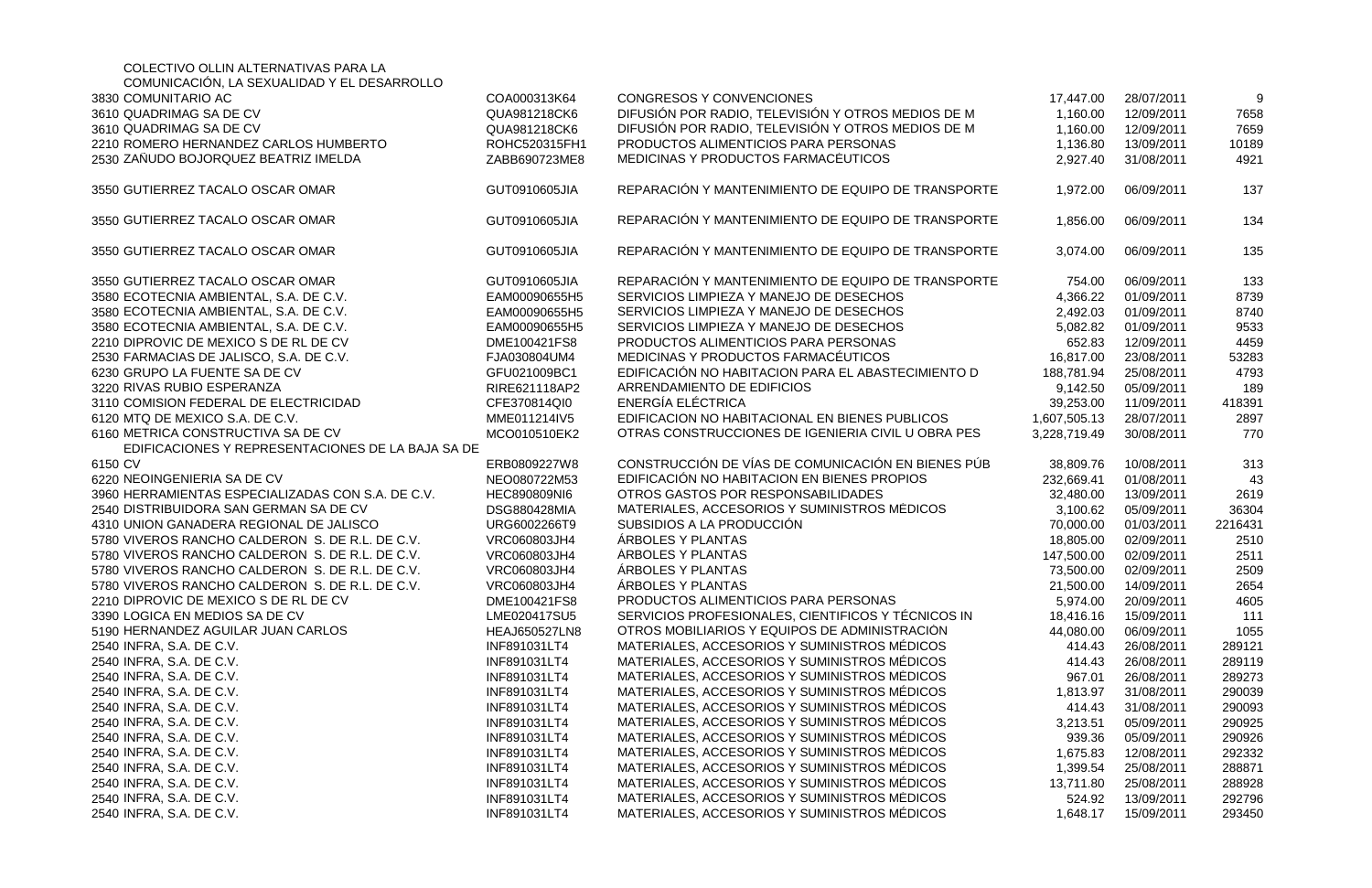| | | | | | | |
|---|---|---|---|---|---|---|
| 3830 | COLECTIVO OLLIN ALTERNATIVAS PARA LA COMUNICACIÓN, LA SEXUALIDAD Y EL DESARROLLO COMUNITARIO AC | COA000313K64 | CONGRESOS Y CONVENCIONES | 17,447.00 | 28/07/2011 | 9 |
| 3610 | QUADRIMAG SA DE CV | QUA981218CK6 | DIFUSIÓN POR RADIO, TELEVISIÓN Y OTROS MEDIOS DE M | 1,160.00 | 12/09/2011 | 7658 |
| 3610 | QUADRIMAG SA DE CV | QUA981218CK6 | DIFUSIÓN POR RADIO, TELEVISIÓN Y OTROS MEDIOS DE M | 1,160.00 | 12/09/2011 | 7659 |
| 2210 | ROMERO HERNANDEZ CARLOS HUMBERTO | ROHC520315FH1 | PRODUCTOS ALIMENTICIOS PARA PERSONAS | 1,136.80 | 13/09/2011 | 10189 |
| 2530 | ZAÑUDO BOJORQUEZ BEATRIZ IMELDA | ZABB690723ME8 | MEDICINAS Y PRODUCTOS FARMACÉUTICOS | 2,927.40 | 31/08/2011 | 4921 |
| 3550 | GUTIERREZ TACALO OSCAR OMAR | GUT0910605JIA | REPARACIÓN Y MANTENIMIENTO DE EQUIPO DE TRANSPORTE | 1,972.00 | 06/09/2011 | 137 |
| 3550 | GUTIERREZ TACALO OSCAR OMAR | GUT0910605JIA | REPARACIÓN Y MANTENIMIENTO DE EQUIPO DE TRANSPORTE | 1,856.00 | 06/09/2011 | 134 |
| 3550 | GUTIERREZ TACALO OSCAR OMAR | GUT0910605JIA | REPARACIÓN Y MANTENIMIENTO DE EQUIPO DE TRANSPORTE | 3,074.00 | 06/09/2011 | 135 |
| 3550 | GUTIERREZ TACALO OSCAR OMAR | GUT0910605JIA | REPARACIÓN Y MANTENIMIENTO DE EQUIPO DE TRANSPORTE | 754.00 | 06/09/2011 | 133 |
| 3580 | ECOTECNIA AMBIENTAL, S.A. DE C.V. | EAM00090655H5 | SERVICIOS LIMPIEZA Y MANEJO DE DESECHOS | 4,366.22 | 01/09/2011 | 8739 |
| 3580 | ECOTECNIA AMBIENTAL, S.A. DE C.V. | EAM00090655H5 | SERVICIOS LIMPIEZA Y MANEJO DE DESECHOS | 2,492.03 | 01/09/2011 | 8740 |
| 3580 | ECOTECNIA AMBIENTAL, S.A. DE C.V. | EAM00090655H5 | SERVICIOS LIMPIEZA Y MANEJO DE DESECHOS | 5,082.82 | 01/09/2011 | 9533 |
| 2210 | DIPROVIC DE MEXICO S DE RL DE CV | DME100421FS8 | PRODUCTOS ALIMENTICIOS PARA PERSONAS | 652.83 | 12/09/2011 | 4459 |
| 2530 | FARMACIAS DE JALISCO, S.A. DE C.V. | FJA030804UM4 | MEDICINAS Y PRODUCTOS FARMACÉUTICOS | 16,817.00 | 23/08/2011 | 53283 |
| 6230 | GRUPO LA FUENTE SA DE CV | GFU021009BC1 | EDIFICACIÓN NO HABITACION PARA EL ABASTECIMIENTO D | 188,781.94 | 25/08/2011 | 4793 |
| 3220 | RIVAS RUBIO ESPERANZA | RIRE621118AP2 | ARRENDAMIENTO DE EDIFICIOS | 9,142.50 | 05/09/2011 | 189 |
| 3110 | COMISION FEDERAL DE ELECTRICIDAD | CFE370814QI0 | ENERGÍA ELÉCTRICA | 39,253.00 | 11/09/2011 | 418391 |
| 6120 | MTQ DE MEXICO S.A. DE C.V. | MME011214IV5 | EDIFICACION NO HABITACIONAL EN BIENES PUBLICOS | 1,607,505.13 | 28/07/2011 | 2897 |
| 6160 | METRICA CONSTRUCTIVA SA DE CV | MCO010510EK2 | OTRAS CONSTRUCCIONES DE IGENIERIA CIVIL U OBRA PES | 3,228,719.49 | 30/08/2011 | 770 |
| 6150 | EDIFICACIONES Y REPRESENTACIONES DE LA BAJA SA DE CV | ERB0809227W8 | CONSTRUCCIÓN DE VÍAS DE COMUNICACIÓN EN BIENES PÚB | 38,809.76 | 10/08/2011 | 313 |
| 6220 | NEOINGENIERIA SA DE CV | NEO080722M53 | EDIFICACIÓN NO HABITACION EN BIENES PROPIOS | 232,669.41 | 01/08/2011 | 43 |
| 3960 | HERRAMIENTAS ESPECIALIZADAS CON S.A. DE C.V. | HEC890809NI6 | OTROS GASTOS POR RESPONSABILIDADES | 32,480.00 | 13/09/2011 | 2619 |
| 2540 | DISTRIBUIDORA SAN GERMAN SA DE CV | DSG880428MIA | MATERIALES, ACCESORIOS Y SUMINISTROS MÉDICOS | 3,100.62 | 05/09/2011 | 36304 |
| 4310 | UNION GANADERA REGIONAL DE JALISCO | URG6002266T9 | SUBSIDIOS A LA PRODUCCIÓN | 70,000.00 | 01/03/2011 | 2216431 |
| 5780 | VIVEROS RANCHO CALDERON S. DE R.L. DE C.V. | VRC060803JH4 | ÁRBOLES Y PLANTAS | 18,805.00 | 02/09/2011 | 2510 |
| 5780 | VIVEROS RANCHO CALDERON S. DE R.L. DE C.V. | VRC060803JH4 | ÁRBOLES Y PLANTAS | 147,500.00 | 02/09/2011 | 2511 |
| 5780 | VIVEROS RANCHO CALDERON S. DE R.L. DE C.V. | VRC060803JH4 | ÁRBOLES Y PLANTAS | 73,500.00 | 02/09/2011 | 2509 |
| 5780 | VIVEROS RANCHO CALDERON S. DE R.L. DE C.V. | VRC060803JH4 | ÁRBOLES Y PLANTAS | 21,500.00 | 14/09/2011 | 2654 |
| 2210 | DIPROVIC DE MEXICO S DE RL DE CV | DME100421FS8 | PRODUCTOS ALIMENTICIOS PARA PERSONAS | 5,974.00 | 20/09/2011 | 4605 |
| 3390 | LOGICA EN MEDIOS SA DE CV | LME020417SU5 | SERVICIOS PROFESIONALES, CIENTIFICOS Y TÉCNICOS IN | 18,416.16 | 15/09/2011 | 111 |
| 5190 | HERNANDEZ AGUILAR JUAN CARLOS | HEAJ650527LN8 | OTROS MOBILIARIOS Y EQUIPOS DE ADMINISTRACIÓN | 44,080.00 | 06/09/2011 | 1055 |
| 2540 | INFRA, S.A. DE C.V. | INF891031LT4 | MATERIALES, ACCESORIOS Y SUMINISTROS MÉDICOS | 414.43 | 26/08/2011 | 289121 |
| 2540 | INFRA, S.A. DE C.V. | INF891031LT4 | MATERIALES, ACCESORIOS Y SUMINISTROS MÉDICOS | 414.43 | 26/08/2011 | 289119 |
| 2540 | INFRA, S.A. DE C.V. | INF891031LT4 | MATERIALES, ACCESORIOS Y SUMINISTROS MÉDICOS | 967.01 | 26/08/2011 | 289273 |
| 2540 | INFRA, S.A. DE C.V. | INF891031LT4 | MATERIALES, ACCESORIOS Y SUMINISTROS MÉDICOS | 1,813.97 | 31/08/2011 | 290039 |
| 2540 | INFRA, S.A. DE C.V. | INF891031LT4 | MATERIALES, ACCESORIOS Y SUMINISTROS MÉDICOS | 414.43 | 31/08/2011 | 290093 |
| 2540 | INFRA, S.A. DE C.V. | INF891031LT4 | MATERIALES, ACCESORIOS Y SUMINISTROS MÉDICOS | 3,213.51 | 05/09/2011 | 290925 |
| 2540 | INFRA, S.A. DE C.V. | INF891031LT4 | MATERIALES, ACCESORIOS Y SUMINISTROS MÉDICOS | 939.36 | 05/09/2011 | 290926 |
| 2540 | INFRA, S.A. DE C.V. | INF891031LT4 | MATERIALES, ACCESORIOS Y SUMINISTROS MÉDICOS | 1,675.83 | 12/08/2011 | 292332 |
| 2540 | INFRA, S.A. DE C.V. | INF891031LT4 | MATERIALES, ACCESORIOS Y SUMINISTROS MÉDICOS | 1,399.54 | 25/08/2011 | 288871 |
| 2540 | INFRA, S.A. DE C.V. | INF891031LT4 | MATERIALES, ACCESORIOS Y SUMINISTROS MÉDICOS | 13,711.80 | 25/08/2011 | 288928 |
| 2540 | INFRA, S.A. DE C.V. | INF891031LT4 | MATERIALES, ACCESORIOS Y SUMINISTROS MÉDICOS | 524.92 | 13/09/2011 | 292796 |
| 2540 | INFRA, S.A. DE C.V. | INF891031LT4 | MATERIALES, ACCESORIOS Y SUMINISTROS MÉDICOS | 1,648.17 | 15/09/2011 | 293450 |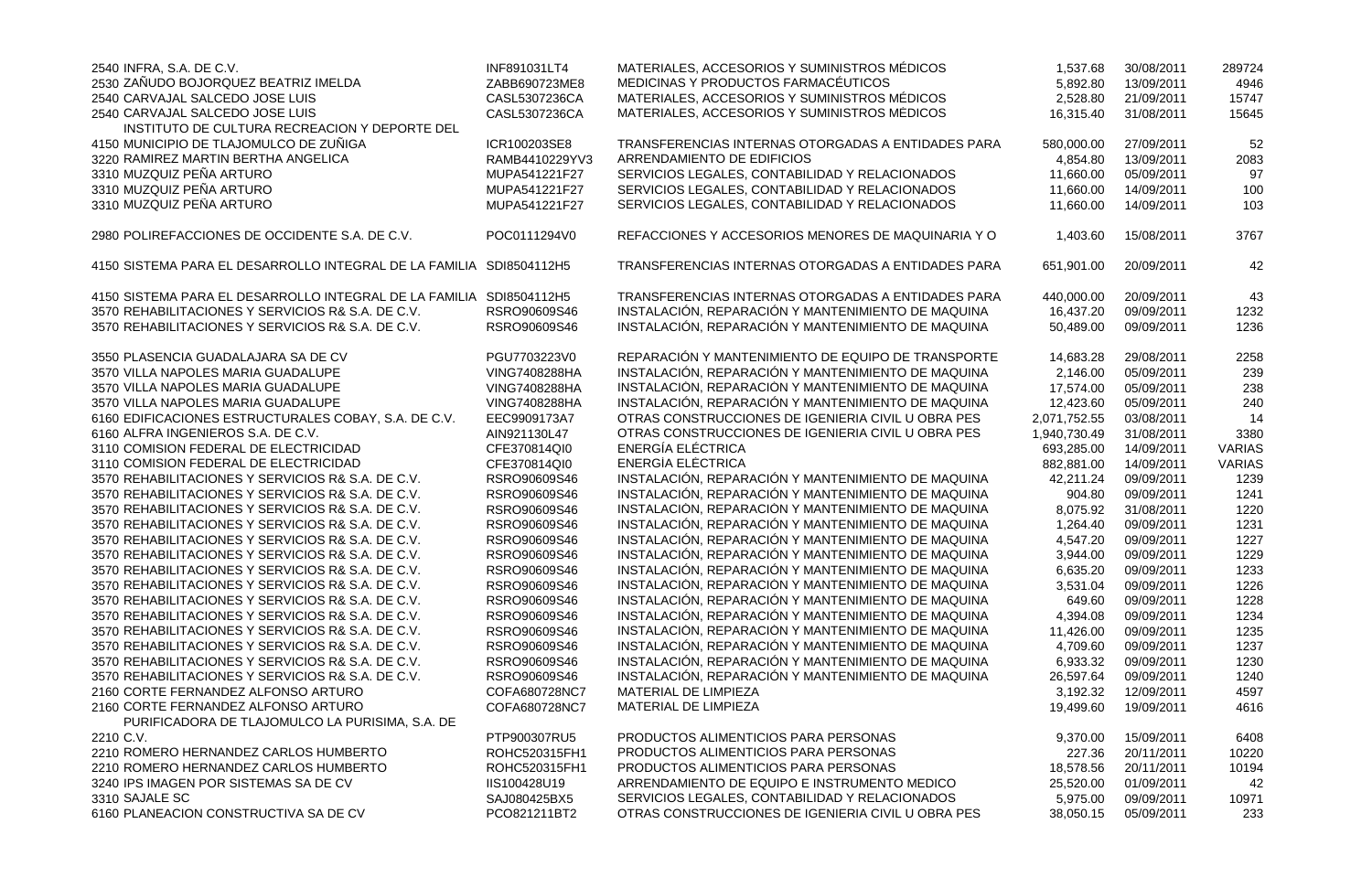| | | | | | |
|---|---|---|---|---|---|
| 2540 INFRA, S.A. DE C.V. | INF891031LT4 | MATERIALES, ACCESORIOS Y SUMINISTROS MÉDICOS | 1,537.68 | 30/08/2011 | 289724 |
| 2530 ZAÑUDO BOJORQUEZ BEATRIZ IMELDA | ZABB690723ME8 | MEDICINAS Y PRODUCTOS FARMACÉUTICOS | 5,892.80 | 13/09/2011 | 4946 |
| 2540 CARVAJAL SALCEDO JOSE LUIS | CASL5307236CA | MATERIALES, ACCESORIOS Y SUMINISTROS MÉDICOS | 2,528.80 | 21/09/2011 | 15747 |
| 2540 CARVAJAL SALCEDO JOSE LUIS | CASL5307236CA | MATERIALES, ACCESORIOS Y SUMINISTROS MÉDICOS | 16,315.40 | 31/08/2011 | 15645 |
| 4150 INSTITUTO DE CULTURA RECREACION Y DEPORTE DEL MUNICIPIO DE TLAJOMULCO DE ZUÑIGA | ICR100203SE8 | TRANSFERENCIAS INTERNAS OTORGADAS A ENTIDADES PARA | 580,000.00 | 27/09/2011 | 52 |
| 3220 RAMIREZ MARTIN BERTHA ANGELICA | RAMB4410229YV3 | ARRENDAMIENTO DE EDIFICIOS | 4,854.80 | 13/09/2011 | 2083 |
| 3310 MUZQUIZ PEÑA ARTURO | MUPA541221F27 | SERVICIOS LEGALES, CONTABILIDAD Y RELACIONADOS | 11,660.00 | 05/09/2011 | 97 |
| 3310 MUZQUIZ PEÑA ARTURO | MUPA541221F27 | SERVICIOS LEGALES, CONTABILIDAD Y RELACIONADOS | 11,660.00 | 14/09/2011 | 100 |
| 3310 MUZQUIZ PEÑA ARTURO | MUPA541221F27 | SERVICIOS LEGALES, CONTABILIDAD Y RELACIONADOS | 11,660.00 | 14/09/2011 | 103 |
| 2980 POLIREFACCIONES DE OCCIDENTE S.A. DE C.V. | POC0111294V0 | REFACCIONES Y ACCESORIOS MENORES DE MAQUINARIA Y O | 1,403.60 | 15/08/2011 | 3767 |
| 4150 SISTEMA PARA EL DESARROLLO INTEGRAL DE LA FAMILIA | SDI8504112H5 | TRANSFERENCIAS INTERNAS OTORGADAS A ENTIDADES PARA | 651,901.00 | 20/09/2011 | 42 |
| 4150 SISTEMA PARA EL DESARROLLO INTEGRAL DE LA FAMILIA | SDI8504112H5 | TRANSFERENCIAS INTERNAS OTORGADAS A ENTIDADES PARA | 440,000.00 | 20/09/2011 | 43 |
| 3570 REHABILITACIONES Y SERVICIOS R& S.A. DE C.V. | RSRO90609S46 | INSTALACIÓN, REPARACIÓN Y MANTENIMIENTO DE MAQUINA | 16,437.20 | 09/09/2011 | 1232 |
| 3570 REHABILITACIONES Y SERVICIOS R& S.A. DE C.V. | RSRO90609S46 | INSTALACIÓN, REPARACIÓN Y MANTENIMIENTO DE MAQUINA | 50,489.00 | 09/09/2011 | 1236 |
| 3550 PLASENCIA GUADALAJARA SA DE CV | PGU7703223V0 | REPARACIÓN Y MANTENIMIENTO DE EQUIPO DE TRANSPORTE | 14,683.28 | 29/08/2011 | 2258 |
| 3570 VILLA NAPOLES MARIA GUADALUPE | VING7408288HA | INSTALACIÓN, REPARACIÓN Y MANTENIMIENTO DE MAQUINA | 2,146.00 | 05/09/2011 | 239 |
| 3570 VILLA NAPOLES MARIA GUADALUPE | VING7408288HA | INSTALACIÓN, REPARACIÓN Y MANTENIMIENTO DE MAQUINA | 17,574.00 | 05/09/2011 | 238 |
| 3570 VILLA NAPOLES MARIA GUADALUPE | VING7408288HA | INSTALACIÓN, REPARACIÓN Y MANTENIMIENTO DE MAQUINA | 12,423.60 | 05/09/2011 | 240 |
| 6160 EDIFICACIONES ESTRUCTURALES COBAY, S.A. DE C.V. | EEC9909173A7 | OTRAS CONSTRUCCIONES DE IGENIERIA CIVIL U OBRA PES | 2,071,752.55 | 03/08/2011 | 14 |
| 6160 ALFRA INGENIEROS S.A. DE C.V. | AIN921130L47 | OTRAS CONSTRUCCIONES DE IGENIERIA CIVIL U OBRA PES | 1,940,730.49 | 31/08/2011 | 3380 |
| 3110 COMISION FEDERAL DE ELECTRICIDAD | CFE370814QI0 | ENERGÍA ELÉCTRICA | 693,285.00 | 14/09/2011 | VARIAS |
| 3110 COMISION FEDERAL DE ELECTRICIDAD | CFE370814QI0 | ENERGÍA ELÉCTRICA | 882,881.00 | 14/09/2011 | VARIAS |
| 3570 REHABILITACIONES Y SERVICIOS R& S.A. DE C.V. | RSRO90609S46 | INSTALACIÓN, REPARACIÓN Y MANTENIMIENTO DE MAQUINA | 42,211.24 | 09/09/2011 | 1239 |
| 3570 REHABILITACIONES Y SERVICIOS R& S.A. DE C.V. | RSRO90609S46 | INSTALACIÓN, REPARACIÓN Y MANTENIMIENTO DE MAQUINA | 904.80 | 09/09/2011 | 1241 |
| 3570 REHABILITACIONES Y SERVICIOS R& S.A. DE C.V. | RSRO90609S46 | INSTALACIÓN, REPARACIÓN Y MANTENIMIENTO DE MAQUINA | 8,075.92 | 31/08/2011 | 1220 |
| 3570 REHABILITACIONES Y SERVICIOS R& S.A. DE C.V. | RSRO90609S46 | INSTALACIÓN, REPARACIÓN Y MANTENIMIENTO DE MAQUINA | 1,264.40 | 09/09/2011 | 1231 |
| 3570 REHABILITACIONES Y SERVICIOS R& S.A. DE C.V. | RSRO90609S46 | INSTALACIÓN, REPARACIÓN Y MANTENIMIENTO DE MAQUINA | 4,547.20 | 09/09/2011 | 1227 |
| 3570 REHABILITACIONES Y SERVICIOS R& S.A. DE C.V. | RSRO90609S46 | INSTALACIÓN, REPARACIÓN Y MANTENIMIENTO DE MAQUINA | 3,944.00 | 09/09/2011 | 1229 |
| 3570 REHABILITACIONES Y SERVICIOS R& S.A. DE C.V. | RSRO90609S46 | INSTALACIÓN, REPARACIÓN Y MANTENIMIENTO DE MAQUINA | 6,635.20 | 09/09/2011 | 1233 |
| 3570 REHABILITACIONES Y SERVICIOS R& S.A. DE C.V. | RSRO90609S46 | INSTALACIÓN, REPARACIÓN Y MANTENIMIENTO DE MAQUINA | 3,531.04 | 09/09/2011 | 1226 |
| 3570 REHABILITACIONES Y SERVICIOS R& S.A. DE C.V. | RSRO90609S46 | INSTALACIÓN, REPARACIÓN Y MANTENIMIENTO DE MAQUINA | 649.60 | 09/09/2011 | 1228 |
| 3570 REHABILITACIONES Y SERVICIOS R& S.A. DE C.V. | RSRO90609S46 | INSTALACIÓN, REPARACIÓN Y MANTENIMIENTO DE MAQUINA | 4,394.08 | 09/09/2011 | 1234 |
| 3570 REHABILITACIONES Y SERVICIOS R& S.A. DE C.V. | RSRO90609S46 | INSTALACIÓN, REPARACIÓN Y MANTENIMIENTO DE MAQUINA | 11,426.00 | 09/09/2011 | 1235 |
| 3570 REHABILITACIONES Y SERVICIOS R& S.A. DE C.V. | RSRO90609S46 | INSTALACIÓN, REPARACIÓN Y MANTENIMIENTO DE MAQUINA | 4,709.60 | 09/09/2011 | 1237 |
| 3570 REHABILITACIONES Y SERVICIOS R& S.A. DE C.V. | RSRO90609S46 | INSTALACIÓN, REPARACIÓN Y MANTENIMIENTO DE MAQUINA | 6,933.32 | 09/09/2011 | 1230 |
| 3570 REHABILITACIONES Y SERVICIOS R& S.A. DE C.V. | RSRO90609S46 | INSTALACIÓN, REPARACIÓN Y MANTENIMIENTO DE MAQUINA | 26,597.64 | 09/09/2011 | 1240 |
| 2160 CORTE FERNANDEZ ALFONSO ARTURO | COFA680728NC7 | MATERIAL DE LIMPIEZA | 3,192.32 | 12/09/2011 | 4597 |
| 2160 CORTE FERNANDEZ ALFONSO ARTURO | COFA680728NC7 | MATERIAL DE LIMPIEZA | 19,499.60 | 19/09/2011 | 4616 |
| 2210 PURIFICADORA DE TLAJOMULCO LA PURISIMA, S.A. DE C.V. | PTP900307RU5 | PRODUCTOS ALIMENTICIOS PARA PERSONAS | 9,370.00 | 15/09/2011 | 6408 |
| 2210 ROMERO HERNANDEZ CARLOS HUMBERTO | ROHC520315FH1 | PRODUCTOS ALIMENTICIOS PARA PERSONAS | 227.36 | 20/11/2011 | 10220 |
| 2210 ROMERO HERNANDEZ CARLOS HUMBERTO | ROHC520315FH1 | PRODUCTOS ALIMENTICIOS PARA PERSONAS | 18,578.56 | 20/11/2011 | 10194 |
| 3240 IPS IMAGEN POR SISTEMAS SA DE CV | IIS100428U19 | ARRENDAMIENTO DE EQUIPO E INSTRUMENTO MEDICO | 25,520.00 | 01/09/2011 | 42 |
| 3310 SAJALE SC | SAJ080425BX5 | SERVICIOS LEGALES, CONTABILIDAD Y RELACIONADOS | 5,975.00 | 09/09/2011 | 10971 |
| 6160 PLANEACION CONSTRUCTIVA SA DE CV | PCO821211BT2 | OTRAS CONSTRUCCIONES DE IGENIERIA CIVIL U OBRA PES | 38,050.15 | 05/09/2011 | 233 |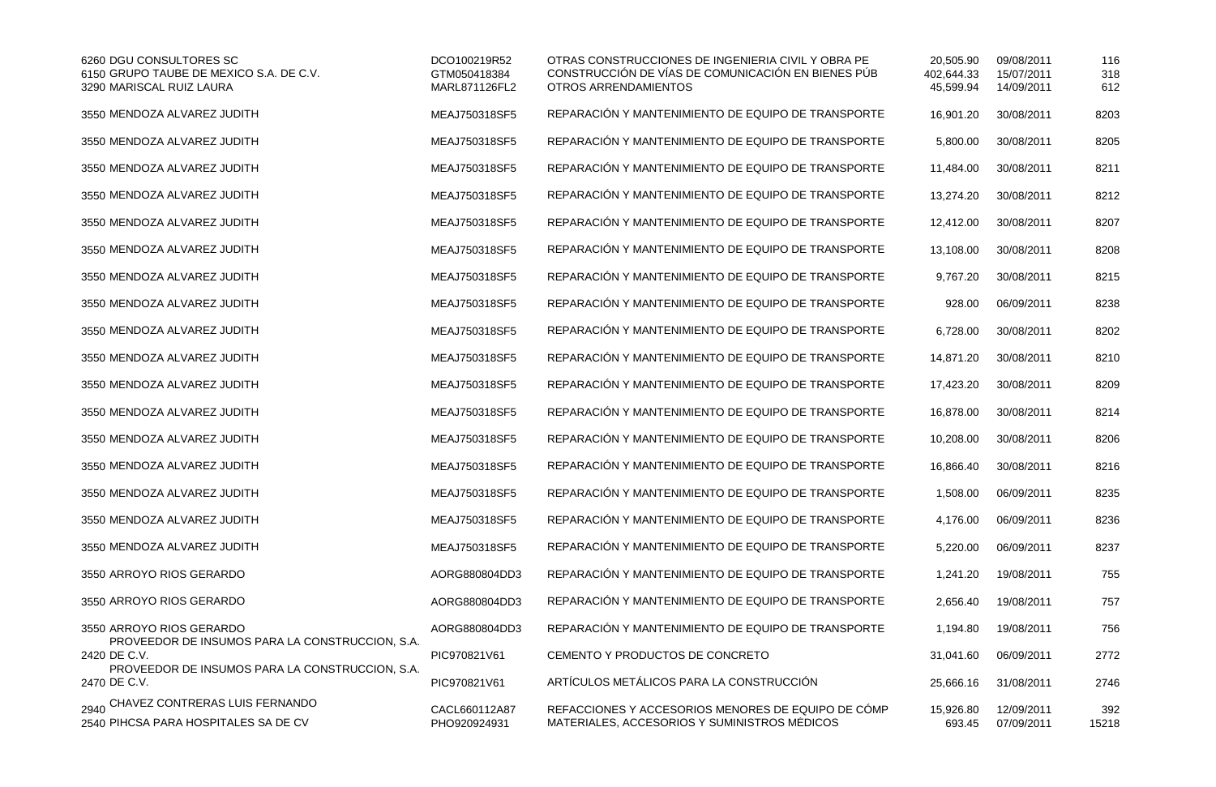| | | | | | | |
|---|---|---|---|---|---|---|
| 6260 | DGU CONSULTORES SC | DCO100219R52 | OTRAS CONSTRUCCIONES DE INGENIERIA CIVIL Y OBRA PE | 20,505.90 | 09/08/2011 | 116 |
| 6150 | GRUPO TAUBE DE MEXICO S.A. DE C.V. | GTM050418384 | CONSTRUCCIÓN DE VÍAS DE COMUNICACIÓN EN BIENES PÚB | 402,644.33 | 15/07/2011 | 318 |
| 3290 | MARISCAL RUIZ LAURA | MARL871126FL2 | OTROS ARRENDAMIENTOS | 45,599.94 | 14/09/2011 | 612 |
| 3550 | MENDOZA ALVAREZ JUDITH | MEAJ750318SF5 | REPARACIÓN Y MANTENIMIENTO DE EQUIPO DE TRANSPORTE | 16,901.20 | 30/08/2011 | 8203 |
| 3550 | MENDOZA ALVAREZ JUDITH | MEAJ750318SF5 | REPARACIÓN Y MANTENIMIENTO DE EQUIPO DE TRANSPORTE | 5,800.00 | 30/08/2011 | 8205 |
| 3550 | MENDOZA ALVAREZ JUDITH | MEAJ750318SF5 | REPARACIÓN Y MANTENIMIENTO DE EQUIPO DE TRANSPORTE | 11,484.00 | 30/08/2011 | 8211 |
| 3550 | MENDOZA ALVAREZ JUDITH | MEAJ750318SF5 | REPARACIÓN Y MANTENIMIENTO DE EQUIPO DE TRANSPORTE | 13,274.20 | 30/08/2011 | 8212 |
| 3550 | MENDOZA ALVAREZ JUDITH | MEAJ750318SF5 | REPARACIÓN Y MANTENIMIENTO DE EQUIPO DE TRANSPORTE | 12,412.00 | 30/08/2011 | 8207 |
| 3550 | MENDOZA ALVAREZ JUDITH | MEAJ750318SF5 | REPARACIÓN Y MANTENIMIENTO DE EQUIPO DE TRANSPORTE | 13,108.00 | 30/08/2011 | 8208 |
| 3550 | MENDOZA ALVAREZ JUDITH | MEAJ750318SF5 | REPARACIÓN Y MANTENIMIENTO DE EQUIPO DE TRANSPORTE | 9,767.20 | 30/08/2011 | 8215 |
| 3550 | MENDOZA ALVAREZ JUDITH | MEAJ750318SF5 | REPARACIÓN Y MANTENIMIENTO DE EQUIPO DE TRANSPORTE | 928.00 | 06/09/2011 | 8238 |
| 3550 | MENDOZA ALVAREZ JUDITH | MEAJ750318SF5 | REPARACIÓN Y MANTENIMIENTO DE EQUIPO DE TRANSPORTE | 6,728.00 | 30/08/2011 | 8202 |
| 3550 | MENDOZA ALVAREZ JUDITH | MEAJ750318SF5 | REPARACIÓN Y MANTENIMIENTO DE EQUIPO DE TRANSPORTE | 14,871.20 | 30/08/2011 | 8210 |
| 3550 | MENDOZA ALVAREZ JUDITH | MEAJ750318SF5 | REPARACIÓN Y MANTENIMIENTO DE EQUIPO DE TRANSPORTE | 17,423.20 | 30/08/2011 | 8209 |
| 3550 | MENDOZA ALVAREZ JUDITH | MEAJ750318SF5 | REPARACIÓN Y MANTENIMIENTO DE EQUIPO DE TRANSPORTE | 16,878.00 | 30/08/2011 | 8214 |
| 3550 | MENDOZA ALVAREZ JUDITH | MEAJ750318SF5 | REPARACIÓN Y MANTENIMIENTO DE EQUIPO DE TRANSPORTE | 10,208.00 | 30/08/2011 | 8206 |
| 3550 | MENDOZA ALVAREZ JUDITH | MEAJ750318SF5 | REPARACIÓN Y MANTENIMIENTO DE EQUIPO DE TRANSPORTE | 16,866.40 | 30/08/2011 | 8216 |
| 3550 | MENDOZA ALVAREZ JUDITH | MEAJ750318SF5 | REPARACIÓN Y MANTENIMIENTO DE EQUIPO DE TRANSPORTE | 1,508.00 | 06/09/2011 | 8235 |
| 3550 | MENDOZA ALVAREZ JUDITH | MEAJ750318SF5 | REPARACIÓN Y MANTENIMIENTO DE EQUIPO DE TRANSPORTE | 4,176.00 | 06/09/2011 | 8236 |
| 3550 | MENDOZA ALVAREZ JUDITH | MEAJ750318SF5 | REPARACIÓN Y MANTENIMIENTO DE EQUIPO DE TRANSPORTE | 5,220.00 | 06/09/2011 | 8237 |
| 3550 | ARROYO RIOS GERARDO | AORG880804DD3 | REPARACIÓN Y MANTENIMIENTO DE EQUIPO DE TRANSPORTE | 1,241.20 | 19/08/2011 | 755 |
| 3550 | ARROYO RIOS GERARDO | AORG880804DD3 | REPARACIÓN Y MANTENIMIENTO DE EQUIPO DE TRANSPORTE | 2,656.40 | 19/08/2011 | 757 |
| 3550 | ARROYO RIOS GERARDO | AORG880804DD3 | REPARACIÓN Y MANTENIMIENTO DE EQUIPO DE TRANSPORTE | 1,194.80 | 19/08/2011 | 756 |
| 2420 | PROVEEDOR DE INSUMOS PARA LA CONSTRUCCION, S.A. DE C.V. | PIC970821V61 | CEMENTO Y PRODUCTOS DE CONCRETO | 31,041.60 | 06/09/2011 | 2772 |
| 2470 | PROVEEDOR DE INSUMOS PARA LA CONSTRUCCION, S.A. DE C.V. | PIC970821V61 | ARTÍCULOS METÁLICOS PARA LA CONSTRUCCIÓN | 25,666.16 | 31/08/2011 | 2746 |
| 2940 | CHAVEZ CONTRERAS LUIS FERNANDO | CACL660112A87 | REFACCIONES Y ACCESORIOS MENORES DE EQUIPO DE CÓMP | 15,926.80 | 12/09/2011 | 392 |
| 2540 | PIHCSA PARA HOSPITALES SA DE CV | PHO920924931 | MATERIALES, ACCESORIOS Y SUMINISTROS MÉDICOS | 693.45 | 07/09/2011 | 15218 |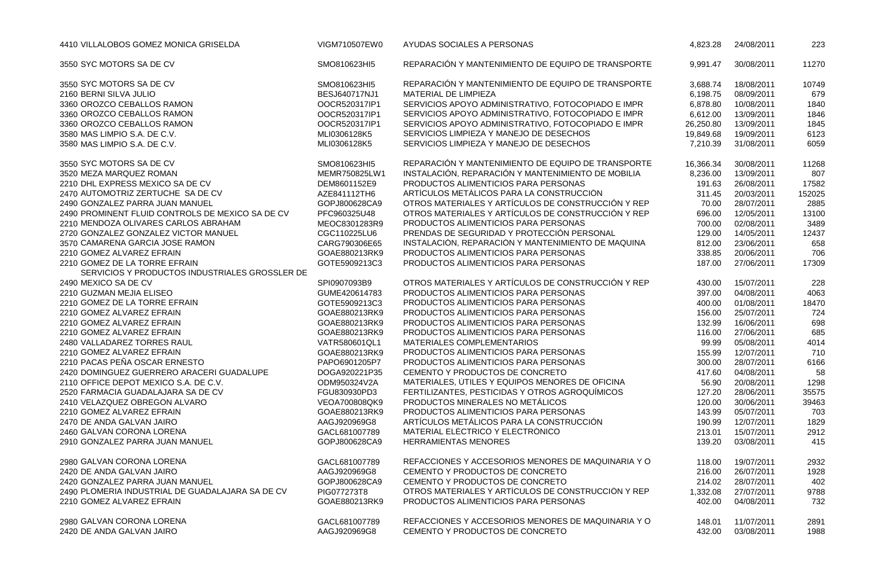| | | | | | |
|---|---|---|---|---|---|
| 4410 VILLALOBOS GOMEZ MONICA GRISELDA | VIGM710507EW0 | AYUDAS SOCIALES A PERSONAS | 4,823.28 | 24/08/2011 | 223 |
| 3550 SYC MOTORS SA DE CV | SMO810623HI5 | REPARACIÓN Y MANTENIMIENTO DE EQUIPO DE TRANSPORTE | 9,991.47 | 30/08/2011 | 11270 |
| 3550 SYC MOTORS SA DE CV | SMO810623HI5 | REPARACIÓN Y MANTENIMIENTO DE EQUIPO DE TRANSPORTE | 3,688.74 | 18/08/2011 | 10749 |
| 2160 BERNI SILVA JULIO | BESJ640717NJ1 | MATERIAL DE LIMPIEZA | 6,198.75 | 08/09/2011 | 679 |
| 3360 OROZCO CEBALLOS RAMON | OOCR520317IP1 | SERVICIOS APOYO ADMINISTRATIVO, FOTOCOPIADO E IMPR | 6,878.80 | 10/08/2011 | 1840 |
| 3360 OROZCO CEBALLOS RAMON | OOCR520317IP1 | SERVICIOS APOYO ADMINISTRATIVO, FOTOCOPIADO E IMPR | 6,612.00 | 13/09/2011 | 1846 |
| 3360 OROZCO CEBALLOS RAMON | OOCR520317IP1 | SERVICIOS APOYO ADMINISTRATIVO, FOTOCOPIADO E IMPR | 26,250.80 | 13/09/2011 | 1845 |
| 3580 MAS LIMPIO S.A. DE C.V. | MLI0306128K5 | SERVICIOS LIMPIEZA Y MANEJO DE DESECHOS | 19,849.68 | 19/09/2011 | 6123 |
| 3580 MAS LIMPIO S.A. DE C.V. | MLI0306128K5 | SERVICIOS LIMPIEZA Y MANEJO DE DESECHOS | 7,210.39 | 31/08/2011 | 6059 |
| 3550 SYC MOTORS SA DE CV | SMO810623HI5 | REPARACIÓN Y MANTENIMIENTO DE EQUIPO DE TRANSPORTE | 16,366.34 | 30/08/2011 | 11268 |
| 3520 MEZA MARQUEZ ROMAN | MEMR750825LW1 | INSTALACIÓN, REPARACIÓN Y MANTENIMIENTO DE MOBILIA | 8,236.00 | 13/09/2011 | 807 |
| 2210 DHL EXPRESS MEXICO SA DE CV | DEM8601152E9 | PRODUCTOS ALIMENTICIOS PARA PERSONAS | 191.63 | 26/08/2011 | 17582 |
| 2470 AUTOMOTRIZ ZERTUCHE SA DE CV | AZE841112TH6 | ARTÍCULOS METÁLICOS PARA LA CONSTRUCCIÓN | 311.45 | 20/03/2011 | 152025 |
| 2490 GONZALEZ PARRA JUAN MANUEL | GOPJ800628CA9 | OTROS MATERIALES Y ARTÍCULOS DE CONSTRUCCIÓN Y REP | 70.00 | 28/07/2011 | 2885 |
| 2490 PROMINENT FLUID CONTROLS DE MEXICO SA DE CV | PFC960325U48 | OTROS MATERIALES Y ARTÍCULOS DE CONSTRUCCIÓN Y REP | 696.00 | 12/05/2011 | 13100 |
| 2210 MENDOZA OLIVARES CARLOS ABRAHAM | MEOC8301283R9 | PRODUCTOS ALIMENTICIOS PARA PERSONAS | 700.00 | 02/08/2011 | 3489 |
| 2720 GONZALEZ GONZALEZ VICTOR MANUEL | CGC110225LU6 | PRENDAS DE SEGURIDAD Y PROTECCIÓN PERSONAL | 129.00 | 14/05/2011 | 12437 |
| 3570 CAMARENA GARCIA JOSE RAMON | CARG790306E65 | INSTALACIÓN, REPARACIÓN Y MANTENIMIENTO DE MAQUINA | 812.00 | 23/06/2011 | 658 |
| 2210 GOMEZ ALVAREZ EFRAIN | GOAE880213RK9 | PRODUCTOS ALIMENTICIOS PARA PERSONAS | 338.85 | 20/06/2011 | 706 |
| 2210 GOMEZ DE LA TORRE EFRAIN | GOTE5909213C3 | PRODUCTOS ALIMENTICIOS PARA PERSONAS | 187.00 | 27/06/2011 | 17309 |
| 2490 SERVICIOS Y PRODUCTOS INDUSTRIALES GROSSLER DE MEXICO SA DE CV | SPI0907093B9 | OTROS MATERIALES Y ARTÍCULOS DE CONSTRUCCIÓN Y REP | 430.00 | 15/07/2011 | 228 |
| 2210 GUZMAN MEJIA ELISEO | GUME420614783 | PRODUCTOS ALIMENTICIOS PARA PERSONAS | 397.00 | 04/08/2011 | 4063 |
| 2210 GOMEZ DE LA TORRE EFRAIN | GOTE5909213C3 | PRODUCTOS ALIMENTICIOS PARA PERSONAS | 400.00 | 01/08/2011 | 18470 |
| 2210 GOMEZ ALVAREZ EFRAIN | GOAE880213RK9 | PRODUCTOS ALIMENTICIOS PARA PERSONAS | 156.00 | 25/07/2011 | 724 |
| 2210 GOMEZ ALVAREZ EFRAIN | GOAE880213RK9 | PRODUCTOS ALIMENTICIOS PARA PERSONAS | 132.99 | 16/06/2011 | 698 |
| 2210 GOMEZ ALVAREZ EFRAIN | GOAE880213RK9 | PRODUCTOS ALIMENTICIOS PARA PERSONAS | 116.00 | 27/06/2011 | 685 |
| 2480 VALLADAREZ TORRES RAUL | VATR580601QL1 | MATERIALES COMPLEMENTARIOS | 99.99 | 05/08/2011 | 4014 |
| 2210 GOMEZ ALVAREZ EFRAIN | GOAE880213RK9 | PRODUCTOS ALIMENTICIOS PARA PERSONAS | 155.99 | 12/07/2011 | 710 |
| 2210 PACAS PEÑA OSCAR ERNESTO | PAPO6901205P7 | PRODUCTOS ALIMENTICIOS PARA PERSONAS | 300.00 | 28/07/2011 | 6166 |
| 2420 DOMINGUEZ GUERRERO ARACERI GUADALUPE | DOGA920221P35 | CEMENTO Y PRODUCTOS DE CONCRETO | 417.60 | 04/08/2011 | 58 |
| 2110 OFFICE DEPOT MEXICO S.A. DE C.V. | ODM950324V2A | MATERIALES, ÚTILES Y EQUIPOS MENORES DE OFICINA | 56.90 | 20/08/2011 | 1298 |
| 2520 FARMACIA GUADALAJARA SA DE CV | FGU830930PD3 | FERTILIZANTES, PESTICIDAS Y OTROS AGROQUÍMICOS | 127.20 | 28/06/2011 | 35575 |
| 2410 VELAZQUEZ OBREGON ALVARO | VEOA700808QK9 | PRODUCTOS MINERALES NO METÁLICOS | 120.00 | 30/06/2011 | 39463 |
| 2210 GOMEZ ALVAREZ EFRAIN | GOAE880213RK9 | PRODUCTOS ALIMENTICIOS PARA PERSONAS | 143.99 | 05/07/2011 | 703 |
| 2470 DE ANDA GALVAN JAIRO | AAGJ920969G8 | ARTÍCULOS METÁLICOS PARA LA CONSTRUCCIÓN | 190.99 | 12/07/2011 | 1829 |
| 2460 GALVAN CORONA LORENA | GACL681007789 | MATERIAL ELÉCTRICO Y ELECTRÓNICO | 213.01 | 15/07/2011 | 2912 |
| 2910 GONZALEZ PARRA JUAN MANUEL | GOPJ800628CA9 | HERRAMIENTAS MENORES | 139.20 | 03/08/2011 | 415 |
| 2980 GALVAN CORONA LORENA | GACL681007789 | REFACCIONES Y ACCESORIOS MENORES DE MAQUINARIA Y O | 118.00 | 19/07/2011 | 2932 |
| 2420 DE ANDA GALVAN JAIRO | AAGJ920969G8 | CEMENTO Y PRODUCTOS DE CONCRETO | 216.00 | 26/07/2011 | 1928 |
| 2420 GONZALEZ PARRA JUAN MANUEL | GOPJ800628CA9 | CEMENTO Y PRODUCTOS DE CONCRETO | 214.02 | 28/07/2011 | 402 |
| 2490 PLOMERIA INDUSTRIAL DE GUADALAJARA SA DE CV | PIG077273T8 | OTROS MATERIALES Y ARTÍCULOS DE CONSTRUCCIÓN Y REP | 1,332.08 | 27/07/2011 | 9788 |
| 2210 GOMEZ ALVAREZ EFRAIN | GOAE880213RK9 | PRODUCTOS ALIMENTICIOS PARA PERSONAS | 402.00 | 04/08/2011 | 732 |
| 2980 GALVAN CORONA LORENA | GACL681007789 | REFACCIONES Y ACCESORIOS MENORES DE MAQUINARIA Y O | 148.01 | 11/07/2011 | 2891 |
| 2420 DE ANDA GALVAN JAIRO | AAGJ920969G8 | CEMENTO Y PRODUCTOS DE CONCRETO | 432.00 | 03/08/2011 | 1988 |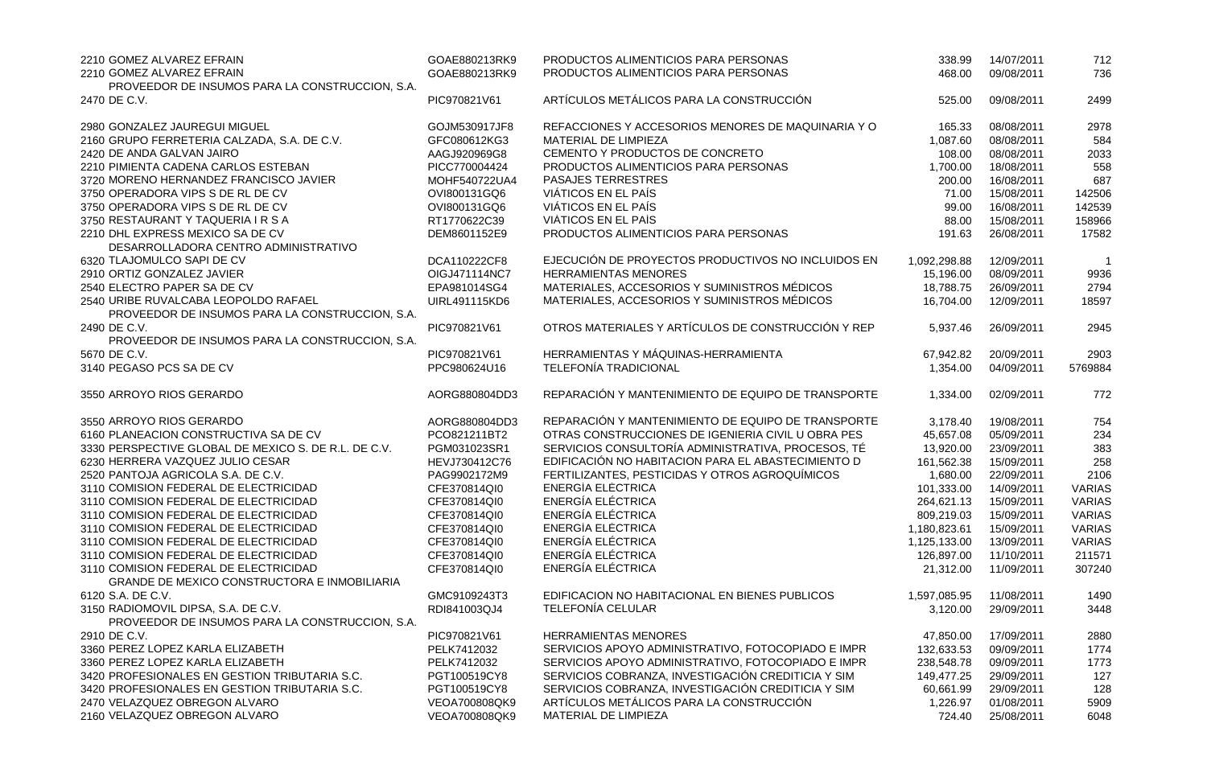| | | | | | |
|---|---|---|---|---|---|
| 2210 GOMEZ ALVAREZ EFRAIN | GOAE880213RK9 | PRODUCTOS ALIMENTICIOS PARA PERSONAS | 338.99 | 14/07/2011 | 712 |
| 2210 GOMEZ ALVAREZ EFRAIN | GOAE880213RK9 | PRODUCTOS ALIMENTICIOS PARA PERSONAS | 468.00 | 09/08/2011 | 736 |
| 2470 PROVEEDOR DE INSUMOS PARA LA CONSTRUCCION, S.A. DE C.V. | PIC970821V61 | ARTÍCULOS METÁLICOS PARA LA CONSTRUCCIÓN | 525.00 | 09/08/2011 | 2499 |
| 2980 GONZALEZ JAUREGUI MIGUEL | GOJM530917JF8 | REFACCIONES Y ACCESORIOS MENORES DE MAQUINARIA Y O | 165.33 | 08/08/2011 | 2978 |
| 2160 GRUPO FERRETERIA CALZADA, S.A. DE C.V. | GFC080612KG3 | MATERIAL DE LIMPIEZA | 1,087.60 | 08/08/2011 | 584 |
| 2420 DE ANDA GALVAN JAIRO | AAGJ920969G8 | CEMENTO Y PRODUCTOS DE CONCRETO | 108.00 | 08/08/2011 | 2033 |
| 2210 PIMIENTA CADENA CARLOS ESTEBAN | PICC770004424 | PRODUCTOS ALIMENTICIOS PARA PERSONAS | 1,700.00 | 18/08/2011 | 558 |
| 3720 MORENO HERNANDEZ FRANCISCO JAVIER | MOHF540722UA4 | PASAJES TERRESTRES | 200.00 | 16/08/2011 | 687 |
| 3750 OPERADORA VIPS S DE RL DE CV | OVI800131GQ6 | VIÁTICOS EN EL PAÍS | 71.00 | 15/08/2011 | 142506 |
| 3750 OPERADORA VIPS S DE RL DE CV | OVI800131GQ6 | VIÁTICOS EN EL PAÍS | 99.00 | 16/08/2011 | 142539 |
| 3750 RESTAURANT Y TAQUERIA I R S A | RT1770622C39 | VIÁTICOS EN EL PAÍS | 88.00 | 15/08/2011 | 158966 |
| 2210 DHL EXPRESS MEXICO SA DE CV | DEM8601152E9 | PRODUCTOS ALIMENTICIOS PARA PERSONAS | 191.63 | 26/08/2011 | 17582 |
| 6320 DESARROLLADORA CENTRO ADMINISTRATIVO TLAJOMULCO SAPI DE CV | DCA110222CF8 | EJECUCIÓN DE PROYECTOS PRODUCTIVOS NO INCLUIDOS EN | 1,092,298.88 | 12/09/2011 | 1 |
| 2910 ORTIZ GONZALEZ JAVIER | OIGJ471114NC7 | HERRAMIENTAS MENORES | 15,196.00 | 08/09/2011 | 9936 |
| 2540 ELECTRO PAPER SA DE CV | EPA981014SG4 | MATERIALES, ACCESORIOS Y SUMINISTROS MÉDICOS | 18,788.75 | 26/09/2011 | 2794 |
| 2540 URIBE RUVALCABA LEOPOLDO RAFAEL | UIRL491115KD6 | MATERIALES, ACCESORIOS Y SUMINISTROS MÉDICOS | 16,704.00 | 12/09/2011 | 18597 |
| 2490 PROVEEDOR DE INSUMOS PARA LA CONSTRUCCION, S.A. DE C.V. | PIC970821V61 | OTROS MATERIALES Y ARTÍCULOS DE CONSTRUCCIÓN Y REP | 5,937.46 | 26/09/2011 | 2945 |
| 5670 PROVEEDOR DE INSUMOS PARA LA CONSTRUCCION, S.A. DE C.V. | PIC970821V61 | HERRAMIENTAS Y MÁQUINAS-HERRAMIENTA | 67,942.82 | 20/09/2011 | 2903 |
| 3140 PEGASO PCS SA DE CV | PPC980624U16 | TELEFONÍA TRADICIONAL | 1,354.00 | 04/09/2011 | 5769884 |
| 3550 ARROYO RIOS GERARDO | AORG880804DD3 | REPARACIÓN Y MANTENIMIENTO DE EQUIPO DE TRANSPORTE | 1,334.00 | 02/09/2011 | 772 |
| 3550 ARROYO RIOS GERARDO | AORG880804DD3 | REPARACIÓN Y MANTENIMIENTO DE EQUIPO DE TRANSPORTE | 3,178.40 | 19/08/2011 | 754 |
| 6160 PLANEACION CONSTRUCTIVA SA DE CV | PCO821211BT2 | OTRAS CONSTRUCCIONES DE IGENIERIA CIVIL U OBRA PES | 45,657.08 | 05/09/2011 | 234 |
| 3330 PERSPECTIVE GLOBAL DE MEXICO S. DE R.L. DE C.V. | PGM031023SR1 | SERVICIOS CONSULTORÍA ADMINISTRATIVA, PROCESOS, TÉ | 13,920.00 | 23/09/2011 | 383 |
| 6230 HERRERA VAZQUEZ JULIO CESAR | HEVJ730412C76 | EDIFICACIÓN NO HABITACION PARA EL ABASTECIMIENTO D | 161,562.38 | 15/09/2011 | 258 |
| 2520 PANTOJA AGRICOLA S.A. DE C.V. | PAG9902172M9 | FERTILIZANTES, PESTICIDAS Y OTROS AGROQUÍMICOS | 1,680.00 | 22/09/2011 | 2106 |
| 3110 COMISION FEDERAL DE ELECTRICIDAD | CFE370814QI0 | ENERGÍA ELÉCTRICA | 101,333.00 | 14/09/2011 | VARIAS |
| 3110 COMISION FEDERAL DE ELECTRICIDAD | CFE370814QI0 | ENERGÍA ELÉCTRICA | 264,621.13 | 15/09/2011 | VARIAS |
| 3110 COMISION FEDERAL DE ELECTRICIDAD | CFE370814QI0 | ENERGÍA ELÉCTRICA | 809,219.03 | 15/09/2011 | VARIAS |
| 3110 COMISION FEDERAL DE ELECTRICIDAD | CFE370814QI0 | ENERGÍA ELÉCTRICA | 1,180,823.61 | 15/09/2011 | VARIAS |
| 3110 COMISION FEDERAL DE ELECTRICIDAD | CFE370814QI0 | ENERGÍA ELÉCTRICA | 1,125,133.00 | 13/09/2011 | VARIAS |
| 3110 COMISION FEDERAL DE ELECTRICIDAD | CFE370814QI0 | ENERGÍA ELÉCTRICA | 126,897.00 | 11/10/2011 | 211571 |
| 3110 COMISION FEDERAL DE ELECTRICIDAD | CFE370814QI0 | ENERGÍA ELÉCTRICA | 21,312.00 | 11/09/2011 | 307240 |
| 6120 GRANDE DE MEXICO CONSTRUCTORA E INMOBILIARIA S.A. DE C.V. | GMC9109243T3 | EDIFICACION NO HABITACIONAL EN BIENES PUBLICOS | 1,597,085.95 | 11/08/2011 | 1490 |
| 3150 RADIOMOVIL DIPSA, S.A. DE C.V. | RDI841003QJ4 | TELEFONÍA CELULAR | 3,120.00 | 29/09/2011 | 3448 |
| 2910 PROVEEDOR DE INSUMOS PARA LA CONSTRUCCION, S.A. DE C.V. | PIC970821V61 | HERRAMIENTAS MENORES | 47,850.00 | 17/09/2011 | 2880 |
| 3360 PEREZ LOPEZ KARLA ELIZABETH | PELK7412032 | SERVICIOS APOYO ADMINISTRATIVO, FOTOCOPIADO E IMPR | 132,633.53 | 09/09/2011 | 1774 |
| 3360 PEREZ LOPEZ KARLA ELIZABETH | PELK7412032 | SERVICIOS APOYO ADMINISTRATIVO, FOTOCOPIADO E IMPR | 238,548.78 | 09/09/2011 | 1773 |
| 3420 PROFESIONALES EN GESTION TRIBUTARIA S.C. | PGT100519CY8 | SERVICIOS COBRANZA, INVESTIGACIÓN CREDITICIA Y SIM | 149,477.25 | 29/09/2011 | 127 |
| 3420 PROFESIONALES EN GESTION TRIBUTARIA S.C. | PGT100519CY8 | SERVICIOS COBRANZA, INVESTIGACIÓN CREDITICIA Y SIM | 60,661.99 | 29/09/2011 | 128 |
| 2470 VELAZQUEZ OBREGON ALVARO | VEOA700808QK9 | ARTÍCULOS METÁLICOS PARA LA CONSTRUCCIÓN | 1,226.97 | 01/08/2011 | 5909 |
| 2160 VELAZQUEZ OBREGON ALVARO | VEOA700808QK9 | MATERIAL DE LIMPIEZA | 724.40 | 25/08/2011 | 6048 |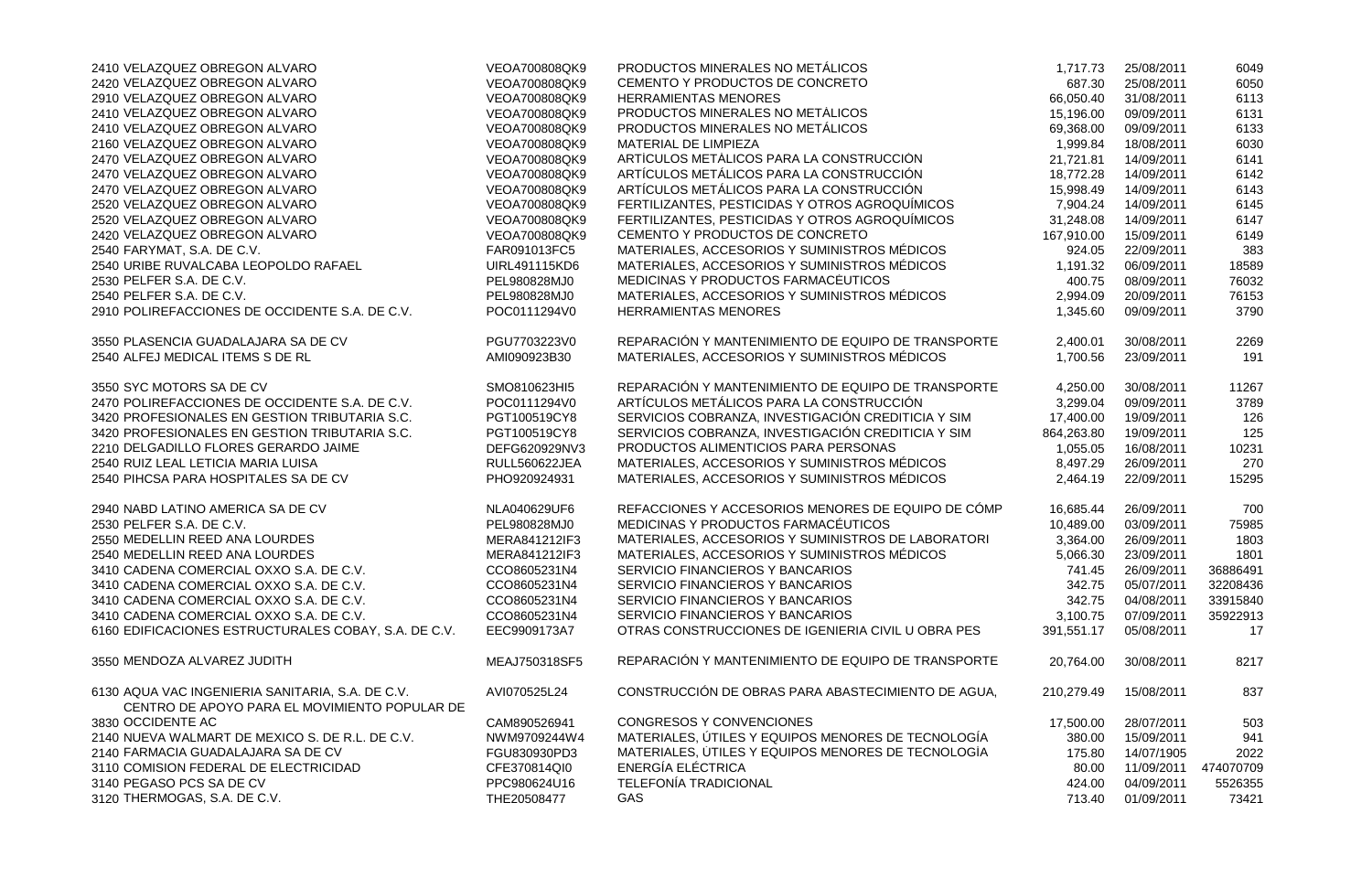| | | | | | |
|---|---|---|---|---|---|
| 2410 VELAZQUEZ OBREGON ALVARO | VEOA700808QK9 | PRODUCTOS MINERALES NO METÁLICOS | 1,717.73 | 25/08/2011 | 6049 |
| 2420 VELAZQUEZ OBREGON ALVARO | VEOA700808QK9 | CEMENTO Y PRODUCTOS DE CONCRETO | 687.30 | 25/08/2011 | 6050 |
| 2910 VELAZQUEZ OBREGON ALVARO | VEOA700808QK9 | HERRAMIENTAS MENORES | 66,050.40 | 31/08/2011 | 6113 |
| 2410 VELAZQUEZ OBREGON ALVARO | VEOA700808QK9 | PRODUCTOS MINERALES NO METÁLICOS | 15,196.00 | 09/09/2011 | 6131 |
| 2410 VELAZQUEZ OBREGON ALVARO | VEOA700808QK9 | PRODUCTOS MINERALES NO METÁLICOS | 69,368.00 | 09/09/2011 | 6133 |
| 2160 VELAZQUEZ OBREGON ALVARO | VEOA700808QK9 | MATERIAL DE LIMPIEZA | 1,999.84 | 18/08/2011 | 6030 |
| 2470 VELAZQUEZ OBREGON ALVARO | VEOA700808QK9 | ARTÍCULOS METÁLICOS PARA LA CONSTRUCCIÓN | 21,721.81 | 14/09/2011 | 6141 |
| 2470 VELAZQUEZ OBREGON ALVARO | VEOA700808QK9 | ARTÍCULOS METÁLICOS PARA LA CONSTRUCCIÓN | 18,772.28 | 14/09/2011 | 6142 |
| 2470 VELAZQUEZ OBREGON ALVARO | VEOA700808QK9 | ARTÍCULOS METÁLICOS PARA LA CONSTRUCCIÓN | 15,998.49 | 14/09/2011 | 6143 |
| 2520 VELAZQUEZ OBREGON ALVARO | VEOA700808QK9 | FERTILIZANTES, PESTICIDAS Y OTROS AGROQUÍMICOS | 7,904.24 | 14/09/2011 | 6145 |
| 2520 VELAZQUEZ OBREGON ALVARO | VEOA700808QK9 | FERTILIZANTES, PESTICIDAS Y OTROS AGROQUÍMICOS | 31,248.08 | 14/09/2011 | 6147 |
| 2420 VELAZQUEZ OBREGON ALVARO | VEOA700808QK9 | CEMENTO Y PRODUCTOS DE CONCRETO | 167,910.00 | 15/09/2011 | 6149 |
| 2540 FARYMAT, S.A. DE C.V. | FAR091013FC5 | MATERIALES, ACCESORIOS Y SUMINISTROS MÉDICOS | 924.05 | 22/09/2011 | 383 |
| 2540 URIBE RUVALCABA LEOPOLDO RAFAEL | UIRL491115KD6 | MATERIALES, ACCESORIOS Y SUMINISTROS MÉDICOS | 1,191.32 | 06/09/2011 | 18589 |
| 2530 PELFER S.A. DE C.V. | PEL980828MJ0 | MEDICINAS Y PRODUCTOS FARMACÉUTICOS | 400.75 | 08/09/2011 | 76032 |
| 2540 PELFER S.A. DE C.V. | PEL980828MJ0 | MATERIALES, ACCESORIOS Y SUMINISTROS MÉDICOS | 2,994.09 | 20/09/2011 | 76153 |
| 2910 POLIREFACCIONES DE OCCIDENTE S.A. DE C.V. | POC0111294V0 | HERRAMIENTAS MENORES | 1,345.60 | 09/09/2011 | 3790 |
| 3550 PLASENCIA GUADALAJARA SA DE CV | PGU7703223V0 | REPARACIÓN Y MANTENIMIENTO DE EQUIPO DE TRANSPORTE | 2,400.01 | 30/08/2011 | 2269 |
| 2540 ALFEJ MEDICAL ITEMS S DE RL | AMI090923B30 | MATERIALES, ACCESORIOS Y SUMINISTROS MÉDICOS | 1,700.56 | 23/09/2011 | 191 |
| 3550 SYC MOTORS SA DE CV | SMO810623HI5 | REPARACIÓN Y MANTENIMIENTO DE EQUIPO DE TRANSPORTE | 4,250.00 | 30/08/2011 | 11267 |
| 2470 POLIREFACCIONES DE OCCIDENTE S.A. DE C.V. | POC0111294V0 | ARTÍCULOS METÁLICOS PARA LA CONSTRUCCIÓN | 3,299.04 | 09/09/2011 | 3789 |
| 3420 PROFESIONALES EN GESTION TRIBUTARIA S.C. | PGT100519CY8 | SERVICIOS COBRANZA, INVESTIGACIÓN CREDITICIA Y SIM | 17,400.00 | 19/09/2011 | 126 |
| 3420 PROFESIONALES EN GESTION TRIBUTARIA S.C. | PGT100519CY8 | SERVICIOS COBRANZA, INVESTIGACIÓN CREDITICIA Y SIM | 864,263.80 | 19/09/2011 | 125 |
| 2210 DELGADILLO FLORES GERARDO JAIME | DEFG620929NV3 | PRODUCTOS ALIMENTICIOS PARA PERSONAS | 1,055.05 | 16/08/2011 | 10231 |
| 2540 RUIZ LEAL LETICIA MARIA LUISA | RULL560622JEA | MATERIALES, ACCESORIOS Y SUMINISTROS MÉDICOS | 8,497.29 | 26/09/2011 | 270 |
| 2540 PIHCSA PARA HOSPITALES SA DE CV | PHO920924931 | MATERIALES, ACCESORIOS Y SUMINISTROS MÉDICOS | 2,464.19 | 22/09/2011 | 15295 |
| 2940 NABD LATINO AMERICA SA DE CV | NLA040629UF6 | REFACCIONES Y ACCESORIOS MENORES DE EQUIPO DE CÓMP | 16,685.44 | 26/09/2011 | 700 |
| 2530 PELFER S.A. DE C.V. | PEL980828MJ0 | MEDICINAS Y PRODUCTOS FARMACÉUTICOS | 10,489.00 | 03/09/2011 | 75985 |
| 2550 MEDELLIN REED ANA LOURDES | MERA841212IF3 | MATERIALES, ACCESORIOS Y SUMINISTROS DE LABORATORI | 3,364.00 | 26/09/2011 | 1803 |
| 2540 MEDELLIN REED ANA LOURDES | MERA841212IF3 | MATERIALES, ACCESORIOS Y SUMINISTROS MÉDICOS | 5,066.30 | 23/09/2011 | 1801 |
| 3410 CADENA COMERCIAL OXXO S.A. DE C.V. | CCO8605231N4 | SERVICIO FINANCIEROS Y BANCARIOS | 741.45 | 26/09/2011 | 36886491 |
| 3410 CADENA COMERCIAL OXXO S.A. DE C.V. | CCO8605231N4 | SERVICIO FINANCIEROS Y BANCARIOS | 342.75 | 05/07/2011 | 32208436 |
| 3410 CADENA COMERCIAL OXXO S.A. DE C.V. | CCO8605231N4 | SERVICIO FINANCIEROS Y BANCARIOS | 342.75 | 04/08/2011 | 33915840 |
| 3410 CADENA COMERCIAL OXXO S.A. DE C.V. | CCO8605231N4 | SERVICIO FINANCIEROS Y BANCARIOS | 3,100.75 | 07/09/2011 | 35922913 |
| 6160 EDIFICACIONES ESTRUCTURALES COBAY, S.A. DE C.V. | EEC9909173A7 | OTRAS CONSTRUCCIONES DE IGENIERIA CIVIL U OBRA PES | 391,551.17 | 05/08/2011 | 17 |
| 3550 MENDOZA ALVAREZ JUDITH | MEAJ750318SF5 | REPARACIÓN Y MANTENIMIENTO DE EQUIPO DE TRANSPORTE | 20,764.00 | 30/08/2011 | 8217 |
| 6130 AQUA VAC INGENIERIA SANITARIA, S.A. DE C.V. | AVI070525L24 | CONSTRUCCIÓN DE OBRAS PARA ABASTECIMIENTO DE AGUA, | 210,279.49 | 15/08/2011 | 837 |
| 3830 CENTRO DE APOYO PARA EL MOVIMIENTO POPULAR DE OCCIDENTE AC | CAM890526941 | CONGRESOS Y CONVENCIONES | 17,500.00 | 28/07/2011 | 503 |
| 2140 NUEVA WALMART DE MEXICO S. DE R.L. DE C.V. | NWM9709244W4 | MATERIALES, ÚTILES Y EQUIPOS MENORES DE TECNOLOGÍA | 380.00 | 15/09/2011 | 941 |
| 2140 FARMACIA GUADALAJARA SA DE CV | FGU830930PD3 | MATERIALES, ÚTILES Y EQUIPOS MENORES DE TECNOLOGÍA | 175.80 | 14/07/1905 | 2022 |
| 3110 COMISION FEDERAL DE ELECTRICIDAD | CFE370814QI0 | ENERGÍA ELÉCTRICA | 80.00 | 11/09/2011 | 474070709 |
| 3140 PEGASO PCS SA DE CV | PPC980624U16 | TELEFONÍA TRADICIONAL | 424.00 | 04/09/2011 | 5526355 |
| 3120 THERMOGAS, S.A. DE C.V. | THE20508477 | GAS | 713.40 | 01/09/2011 | 73421 |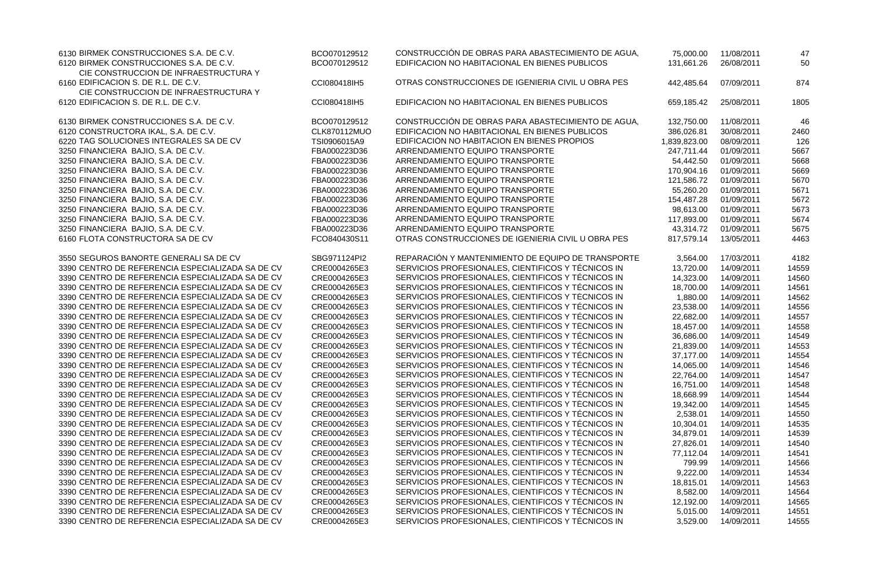| | | | | | |
|---|---|---|---|---|---|
| 6130 BIRMEK CONSTRUCCIONES S.A. DE C.V. | BCO070129512 | CONSTRUCCIÓN DE OBRAS PARA ABASTECIMIENTO DE AGUA, | 75,000.00 | 11/08/2011 | 47 |
| 6120 BIRMEK CONSTRUCCIONES S.A. DE C.V. | BCO070129512 | EDIFICACION NO HABITACIONAL EN BIENES PUBLICOS | 131,661.26 | 26/08/2011 | 50 |
| 6160 CIE CONSTRUCCION DE INFRAESTRUCTURA Y EDIFICACION S. DE R.L. DE C.V. | CCI080418IH5 | OTRAS CONSTRUCCIONES DE IGENIERIA CIVIL U OBRA PES | 442,485.64 | 07/09/2011 | 874 |
| 6120 CIE CONSTRUCCION DE INFRAESTRUCTURA Y EDIFICACION S. DE R.L. DE C.V. | CCI080418IH5 | EDIFICACION NO HABITACIONAL EN BIENES PUBLICOS | 659,185.42 | 25/08/2011 | 1805 |
| 6130 BIRMEK CONSTRUCCIONES S.A. DE C.V. | BCO070129512 | CONSTRUCCIÓN DE OBRAS PARA ABASTECIMIENTO DE AGUA, | 132,750.00 | 11/08/2011 | 46 |
| 6120 CONSTRUCTORA IKAL, S.A. DE C.V. | CLK870112MUO | EDIFICACION NO HABITACIONAL EN BIENES PUBLICOS | 386,026.81 | 30/08/2011 | 2460 |
| 6220 TAG SOLUCIONES INTEGRALES SA DE CV | TSI0906015A9 | EDIFICACIÓN NO HABITACION EN BIENES PROPIOS | 1,839,823.00 | 08/09/2011 | 126 |
| 3250 FINANCIERA BAJIO, S.A. DE C.V. | FBA000223D36 | ARRENDAMIENTO EQUIPO TRANSPORTE | 247,711.44 | 01/09/2011 | 5667 |
| 3250 FINANCIERA BAJIO, S.A. DE C.V. | FBA000223D36 | ARRENDAMIENTO EQUIPO TRANSPORTE | 54,442.50 | 01/09/2011 | 5668 |
| 3250 FINANCIERA BAJIO, S.A. DE C.V. | FBA000223D36 | ARRENDAMIENTO EQUIPO TRANSPORTE | 170,904.16 | 01/09/2011 | 5669 |
| 3250 FINANCIERA BAJIO, S.A. DE C.V. | FBA000223D36 | ARRENDAMIENTO EQUIPO TRANSPORTE | 121,586.72 | 01/09/2011 | 5670 |
| 3250 FINANCIERA BAJIO, S.A. DE C.V. | FBA000223D36 | ARRENDAMIENTO EQUIPO TRANSPORTE | 55,260.20 | 01/09/2011 | 5671 |
| 3250 FINANCIERA BAJIO, S.A. DE C.V. | FBA000223D36 | ARRENDAMIENTO EQUIPO TRANSPORTE | 154,487.28 | 01/09/2011 | 5672 |
| 3250 FINANCIERA BAJIO, S.A. DE C.V. | FBA000223D36 | ARRENDAMIENTO EQUIPO TRANSPORTE | 98,613.00 | 01/09/2011 | 5673 |
| 3250 FINANCIERA BAJIO, S.A. DE C.V. | FBA000223D36 | ARRENDAMIENTO EQUIPO TRANSPORTE | 117,893.00 | 01/09/2011 | 5674 |
| 3250 FINANCIERA BAJIO, S.A. DE C.V. | FBA000223D36 | ARRENDAMIENTO EQUIPO TRANSPORTE | 43,314.72 | 01/09/2011 | 5675 |
| 6160 FLOTA CONSTRUCTORA SA DE CV | FCO840430S11 | OTRAS CONSTRUCCIONES DE IGENIERIA CIVIL U OBRA PES | 817,579.14 | 13/05/2011 | 4463 |
| 3550 SEGUROS BANORTE GENERALI SA DE CV | SBG971124PI2 | REPARACIÓN Y MANTENIMIENTO DE EQUIPO DE TRANSPORTE | 3,564.00 | 17/03/2011 | 4182 |
| 3390 CENTRO DE REFERENCIA ESPECIALIZADA SA DE CV | CRE0004265E3 | SERVICIOS PROFESIONALES, CIENTIFICOS Y TÉCNICOS IN | 13,720.00 | 14/09/2011 | 14559 |
| 3390 CENTRO DE REFERENCIA ESPECIALIZADA SA DE CV | CRE0004265E3 | SERVICIOS PROFESIONALES, CIENTIFICOS Y TÉCNICOS IN | 14,323.00 | 14/09/2011 | 14560 |
| 3390 CENTRO DE REFERENCIA ESPECIALIZADA SA DE CV | CRE0004265E3 | SERVICIOS PROFESIONALES, CIENTIFICOS Y TÉCNICOS IN | 18,700.00 | 14/09/2011 | 14561 |
| 3390 CENTRO DE REFERENCIA ESPECIALIZADA SA DE CV | CRE0004265E3 | SERVICIOS PROFESIONALES, CIENTIFICOS Y TÉCNICOS IN | 1,880.00 | 14/09/2011 | 14562 |
| 3390 CENTRO DE REFERENCIA ESPECIALIZADA SA DE CV | CRE0004265E3 | SERVICIOS PROFESIONALES, CIENTIFICOS Y TÉCNICOS IN | 23,538.00 | 14/09/2011 | 14556 |
| 3390 CENTRO DE REFERENCIA ESPECIALIZADA SA DE CV | CRE0004265E3 | SERVICIOS PROFESIONALES, CIENTIFICOS Y TÉCNICOS IN | 22,682.00 | 14/09/2011 | 14557 |
| 3390 CENTRO DE REFERENCIA ESPECIALIZADA SA DE CV | CRE0004265E3 | SERVICIOS PROFESIONALES, CIENTIFICOS Y TÉCNICOS IN | 18,457.00 | 14/09/2011 | 14558 |
| 3390 CENTRO DE REFERENCIA ESPECIALIZADA SA DE CV | CRE0004265E3 | SERVICIOS PROFESIONALES, CIENTIFICOS Y TÉCNICOS IN | 36,686.00 | 14/09/2011 | 14549 |
| 3390 CENTRO DE REFERENCIA ESPECIALIZADA SA DE CV | CRE0004265E3 | SERVICIOS PROFESIONALES, CIENTIFICOS Y TÉCNICOS IN | 21,839.00 | 14/09/2011 | 14553 |
| 3390 CENTRO DE REFERENCIA ESPECIALIZADA SA DE CV | CRE0004265E3 | SERVICIOS PROFESIONALES, CIENTIFICOS Y TÉCNICOS IN | 37,177.00 | 14/09/2011 | 14554 |
| 3390 CENTRO DE REFERENCIA ESPECIALIZADA SA DE CV | CRE0004265E3 | SERVICIOS PROFESIONALES, CIENTIFICOS Y TÉCNICOS IN | 14,065.00 | 14/09/2011 | 14546 |
| 3390 CENTRO DE REFERENCIA ESPECIALIZADA SA DE CV | CRE0004265E3 | SERVICIOS PROFESIONALES, CIENTIFICOS Y TÉCNICOS IN | 22,764.00 | 14/09/2011 | 14547 |
| 3390 CENTRO DE REFERENCIA ESPECIALIZADA SA DE CV | CRE0004265E3 | SERVICIOS PROFESIONALES, CIENTIFICOS Y TÉCNICOS IN | 16,751.00 | 14/09/2011 | 14548 |
| 3390 CENTRO DE REFERENCIA ESPECIALIZADA SA DE CV | CRE0004265E3 | SERVICIOS PROFESIONALES, CIENTIFICOS Y TÉCNICOS IN | 18,668.99 | 14/09/2011 | 14544 |
| 3390 CENTRO DE REFERENCIA ESPECIALIZADA SA DE CV | CRE0004265E3 | SERVICIOS PROFESIONALES, CIENTIFICOS Y TÉCNICOS IN | 19,342.00 | 14/09/2011 | 14545 |
| 3390 CENTRO DE REFERENCIA ESPECIALIZADA SA DE CV | CRE0004265E3 | SERVICIOS PROFESIONALES, CIENTIFICOS Y TÉCNICOS IN | 2,538.01 | 14/09/2011 | 14550 |
| 3390 CENTRO DE REFERENCIA ESPECIALIZADA SA DE CV | CRE0004265E3 | SERVICIOS PROFESIONALES, CIENTIFICOS Y TÉCNICOS IN | 10,304.01 | 14/09/2011 | 14535 |
| 3390 CENTRO DE REFERENCIA ESPECIALIZADA SA DE CV | CRE0004265E3 | SERVICIOS PROFESIONALES, CIENTIFICOS Y TÉCNICOS IN | 34,879.01 | 14/09/2011 | 14539 |
| 3390 CENTRO DE REFERENCIA ESPECIALIZADA SA DE CV | CRE0004265E3 | SERVICIOS PROFESIONALES, CIENTIFICOS Y TÉCNICOS IN | 27,826.01 | 14/09/2011 | 14540 |
| 3390 CENTRO DE REFERENCIA ESPECIALIZADA SA DE CV | CRE0004265E3 | SERVICIOS PROFESIONALES, CIENTIFICOS Y TÉCNICOS IN | 77,112.04 | 14/09/2011 | 14541 |
| 3390 CENTRO DE REFERENCIA ESPECIALIZADA SA DE CV | CRE0004265E3 | SERVICIOS PROFESIONALES, CIENTIFICOS Y TÉCNICOS IN | 799.99 | 14/09/2011 | 14566 |
| 3390 CENTRO DE REFERENCIA ESPECIALIZADA SA DE CV | CRE0004265E3 | SERVICIOS PROFESIONALES, CIENTIFICOS Y TÉCNICOS IN | 9,222.00 | 14/09/2011 | 14534 |
| 3390 CENTRO DE REFERENCIA ESPECIALIZADA SA DE CV | CRE0004265E3 | SERVICIOS PROFESIONALES, CIENTIFICOS Y TÉCNICOS IN | 18,815.01 | 14/09/2011 | 14563 |
| 3390 CENTRO DE REFERENCIA ESPECIALIZADA SA DE CV | CRE0004265E3 | SERVICIOS PROFESIONALES, CIENTIFICOS Y TÉCNICOS IN | 8,582.00 | 14/09/2011 | 14564 |
| 3390 CENTRO DE REFERENCIA ESPECIALIZADA SA DE CV | CRE0004265E3 | SERVICIOS PROFESIONALES, CIENTIFICOS Y TÉCNICOS IN | 12,192.00 | 14/09/2011 | 14565 |
| 3390 CENTRO DE REFERENCIA ESPECIALIZADA SA DE CV | CRE0004265E3 | SERVICIOS PROFESIONALES, CIENTIFICOS Y TÉCNICOS IN | 5,015.00 | 14/09/2011 | 14551 |
| 3390 CENTRO DE REFERENCIA ESPECIALIZADA SA DE CV | CRE0004265E3 | SERVICIOS PROFESIONALES, CIENTIFICOS Y TÉCNICOS IN | 3,529.00 | 14/09/2011 | 14555 |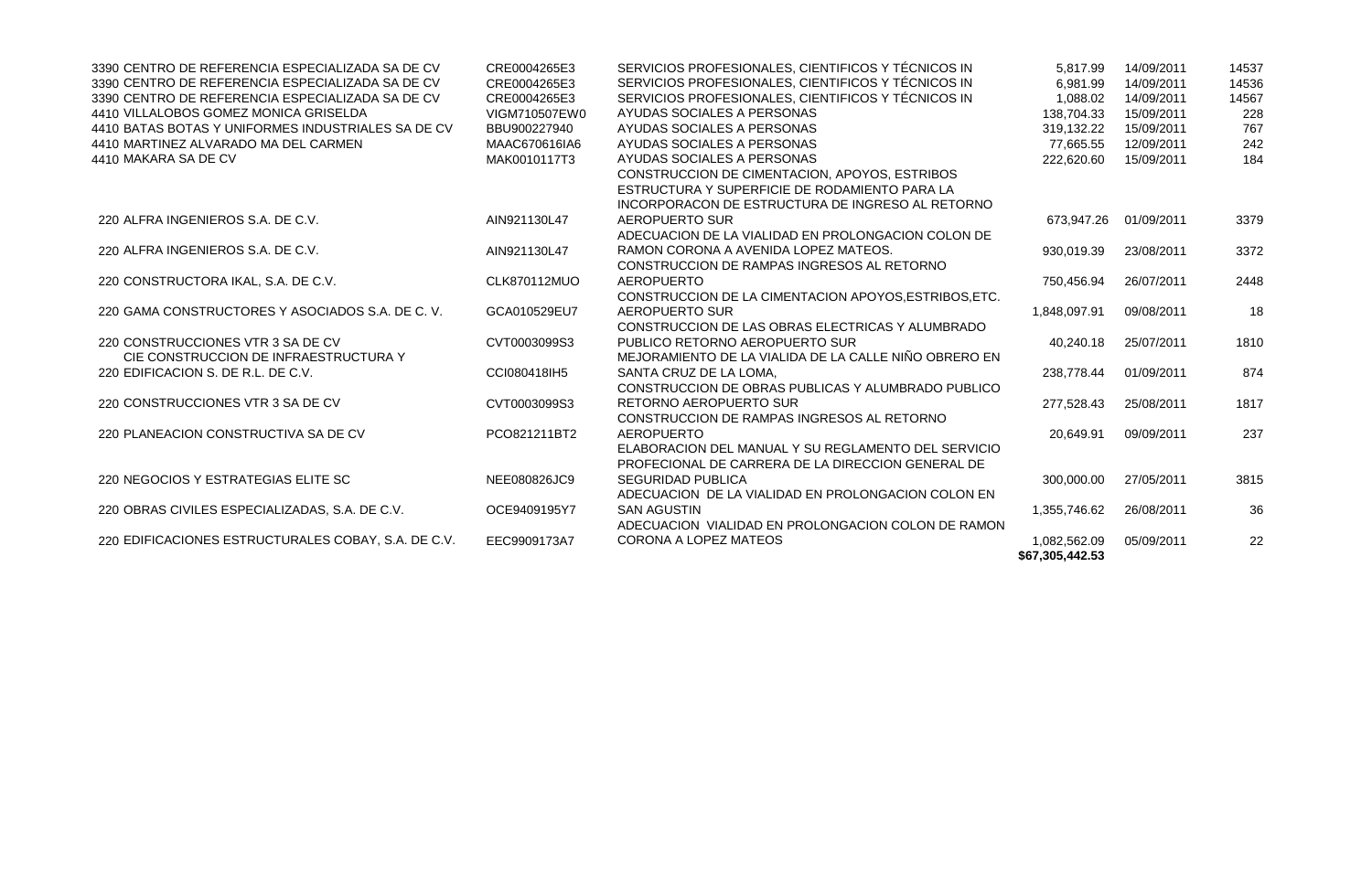| | | | | | |
|---|---|---|---|---|---|
| 3390 CENTRO DE REFERENCIA ESPECIALIZADA SA DE CV | CRE0004265E3 | SERVICIOS PROFESIONALES, CIENTIFICOS Y TÉCNICOS IN | 5,817.99 | 14/09/2011 | 14537 |
| 3390 CENTRO DE REFERENCIA ESPECIALIZADA SA DE CV | CRE0004265E3 | SERVICIOS PROFESIONALES, CIENTIFICOS Y TÉCNICOS IN | 6,981.99 | 14/09/2011 | 14536 |
| 3390 CENTRO DE REFERENCIA ESPECIALIZADA SA DE CV | CRE0004265E3 | SERVICIOS PROFESIONALES, CIENTIFICOS Y TÉCNICOS IN | 1,088.02 | 14/09/2011 | 14567 |
| 4410 VILLALOBOS GOMEZ MONICA GRISELDA | VIGM710507EW0 | AYUDAS SOCIALES A PERSONAS | 138,704.33 | 15/09/2011 | 228 |
| 4410 BATAS BOTAS Y UNIFORMES INDUSTRIALES SA DE CV | BBU900227940 | AYUDAS SOCIALES A PERSONAS | 319,132.22 | 15/09/2011 | 767 |
| 4410 MARTINEZ ALVARADO MA DEL CARMEN | MAAC670616IA6 | AYUDAS SOCIALES A PERSONAS | 77,665.55 | 12/09/2011 | 242 |
| 4410 MAKARA SA DE CV | MAK0010117T3 | AYUDAS SOCIALES A PERSONAS | 222,620.60 | 15/09/2011 | 184 |
| 220 ALFRA INGENIEROS S.A. DE C.V. | AIN921130L47 | CONSTRUCCION DE CIMENTACION, APOYOS, ESTRIBOS ESTRUCTURA Y SUPERFICIE DE RODAMIENTO PARA LA INCORPORACON DE ESTRUCTURA DE INGRESO AL RETORNO AEROPUERTO SUR | 673,947.26 | 01/09/2011 | 3379 |
| 220 ALFRA INGENIEROS S.A. DE C.V. | AIN921130L47 | ADECUACION DE LA VIALIDAD EN PROLONGACION COLON DE RAMON CORONA A AVENIDA LOPEZ MATEOS. | 930,019.39 | 23/08/2011 | 3372 |
| 220 CONSTRUCTORA IKAL, S.A. DE C.V. | CLK870112MUO | CONSTRUCCION DE RAMPAS INGRESOS AL RETORNO AEROPUERTO | 750,456.94 | 26/07/2011 | 2448 |
| 220 GAMA CONSTRUCTORES Y ASOCIADOS S.A. DE C. V. | GCA010529EU7 | CONSTRUCCION DE LA CIMENTACION APOYOS,ESTRIBOS,ETC. AEROPUERTO SUR | 1,848,097.91 | 09/08/2011 | 18 |
| 220 CONSTRUCCIONES VTR 3 SA DE CV | CVT0003099S3 | CONSTRUCCION DE LAS OBRAS ELECTRICAS Y ALUMBRADO PUBLICO RETORNO AEROPUERTO SUR | 40,240.18 | 25/07/2011 | 1810 |
| 220 CIE CONSTRUCCION DE INFRAESTRUCTURA Y EDIFICACION S. DE R.L. DE C.V. | CCI080418IH5 | MEJORAMIENTO DE LA VIALIDA DE LA CALLE NIÑO OBRERO EN SANTA CRUZ DE LA LOMA, | 238,778.44 | 01/09/2011 | 874 |
| 220 CONSTRUCCIONES VTR 3 SA DE CV | CVT0003099S3 | CONSTRUCCION DE OBRAS PUBLICAS Y ALUMBRADO PUBLICO RETORNO AEROPUERTO SUR | 277,528.43 | 25/08/2011 | 1817 |
| 220 PLANEACION CONSTRUCTIVA SA DE CV | PCO821211BT2 | CONSTRUCCION DE RAMPAS INGRESOS AL RETORNO AEROPUERTO | 20,649.91 | 09/09/2011 | 237 |
| 220 NEGOCIOS Y ESTRATEGIAS ELITE SC | NEE080826JC9 | ELABORACION DEL MANUAL Y SU REGLAMENTO DEL SERVICIO PROFECIONAL DE CARRERA DE LA DIRECCION GENERAL DE SEGURIDAD PUBLICA | 300,000.00 | 27/05/2011 | 3815 |
| 220 OBRAS CIVILES ESPECIALIZADAS, S.A. DE C.V. | OCE9409195Y7 | ADECUACION DE LA VIALIDAD EN PROLONGACION COLON EN SAN AGUSTIN | 1,355,746.62 | 26/08/2011 | 36 |
| 220 EDIFICACIONES ESTRUCTURALES COBAY, S.A. DE C.V. | EEC9909173A7 | ADECUACION VIALIDAD EN PROLONGACION COLON DE RAMON CORONA A LOPEZ MATEOS | 1,082,562.09 | 05/09/2011 | 22 |
| | | | **$67,305,442.53** | | |